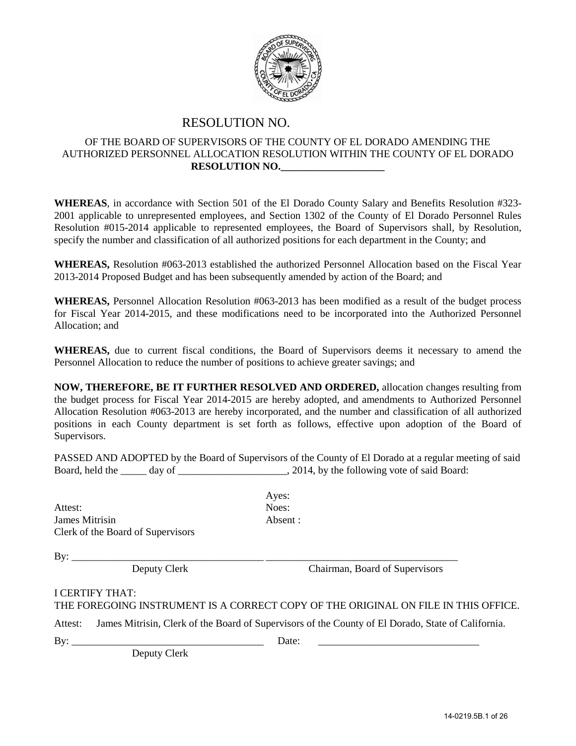# RESOLUTION NO.

OF THE BOARD OF SUPERVISORS OF THE COUNTY OF EL DORADO AMENDING THE AUTHORIZED PERSONNEL ALLOCATION RESOLUTION WITHIN THE COUNTY OF EL DORADO

**RESOLUTION NO.____________________**

**WHEREAS**, in accordance with Section 501 of the El Dorado County Salary and Benefits Resolution #323-2001 applicable to unrepresented employees, and Section 1302 of the County of El Dorado Personnel Rules Resolution #015-2014 applicable to represented employees, the Board of Supervisors shall, by Resolution, specify the number and classification of all authorized positions for each department in the County; and

**WHEREAS,** Resolution #063-2013 established the authorized Personnel Allocation based on the Fiscal Year 2013-2014 Proposed Budget and has been subsequently amended by action of the Board; and

**WHEREAS,** Personnel Allocation Resolution #063-2013 has been modified as a result of the budget process for Fiscal Year 2014-2015, and these modifications need to be incorporated into the Authorized Personnel Allocation; and

**WHEREAS,** due to current fiscal conditions, the Board of Supervisors deems it necessary to amend the Personnel Allocation to reduce the number of positions to achieve greater savings; and

**NOW, THEREFORE, BE IT FURTHER RESOLVED AND ORDERED,** allocation changes resulting from the budget process for Fiscal Year 2014-2015 are hereby adopted, and amendments to Authorized Personnel Allocation Resolution #063-2013 are hereby incorporated, and the number and classification of all authorized positions in each County department is set forth as follows, effective upon adoption of the Board of Supervisors.

PASSED AND ADOPTED by the Board of Supervisors of the County of El Dorado at a regular meeting of said Board, held the _____ day of _____________________, 2014, by the following vote of said Board:

Ayes:
Noes:
Absent :

Attest:
James Mitrisin
Clerk of the Board of Supervisors

By: ______________________________________ ______________________________________

Deputy Clerk                                                    Chairman, Board of Supervisors

I CERTIFY THAT:
THE FOREGOING INSTRUMENT IS A CORRECT COPY OF THE ORIGINAL ON FILE IN THIS OFFICE.

Attest: James Mitrisin, Clerk of the Board of Supervisors of the County of El Dorado, State of California.

By: ______________________________________ Date: _______________________________

Deputy Clerk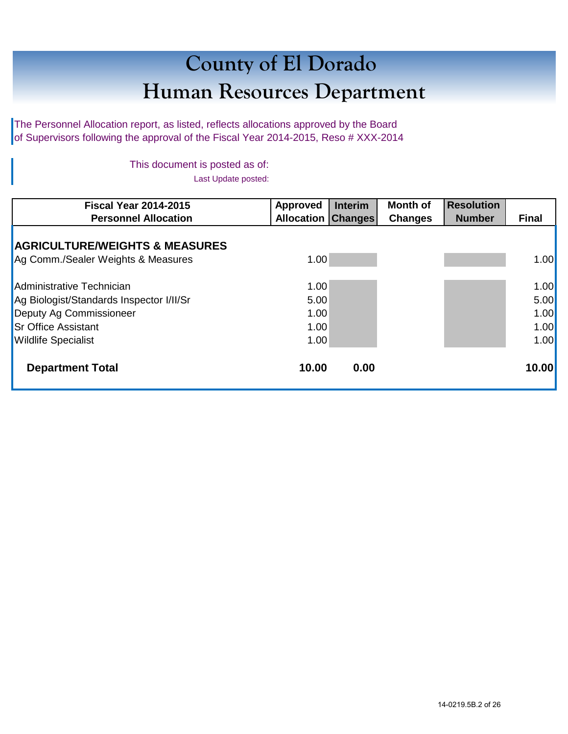# County of El Dorado
# Human Resources Department

The Personnel Allocation report, as listed, reflects allocations approved by the Board of Supervisors following the approval of the Fiscal Year 2014-2015, Reso # XXX-2014

This document is posted as of:

Last Update posted:

| Fiscal Year 2014-2015 Personnel Allocation | Approved Allocation | Interim Changes | Month of Changes | Resolution Number | Final |
|---|---|---|---|---|---|
| **AGRICULTURE/WEIGHTS & MEASURES** | | | | | |
| Ag Comm./Sealer Weights & Measures | 1.00 | | | | 1.00 |
| Administrative Technician | 1.00 | | | | 1.00 |
| Ag Biologist/Standards Inspector I/II/Sr | 5.00 | | | | 5.00 |
| Deputy Ag Commissioneer | 1.00 | | | | 1.00 |
| Sr Office Assistant | 1.00 | | | | 1.00 |
| Wildlife Specialist | 1.00 | | | | 1.00 |
| **Department Total** | **10.00** | **0.00** | | | **10.00** |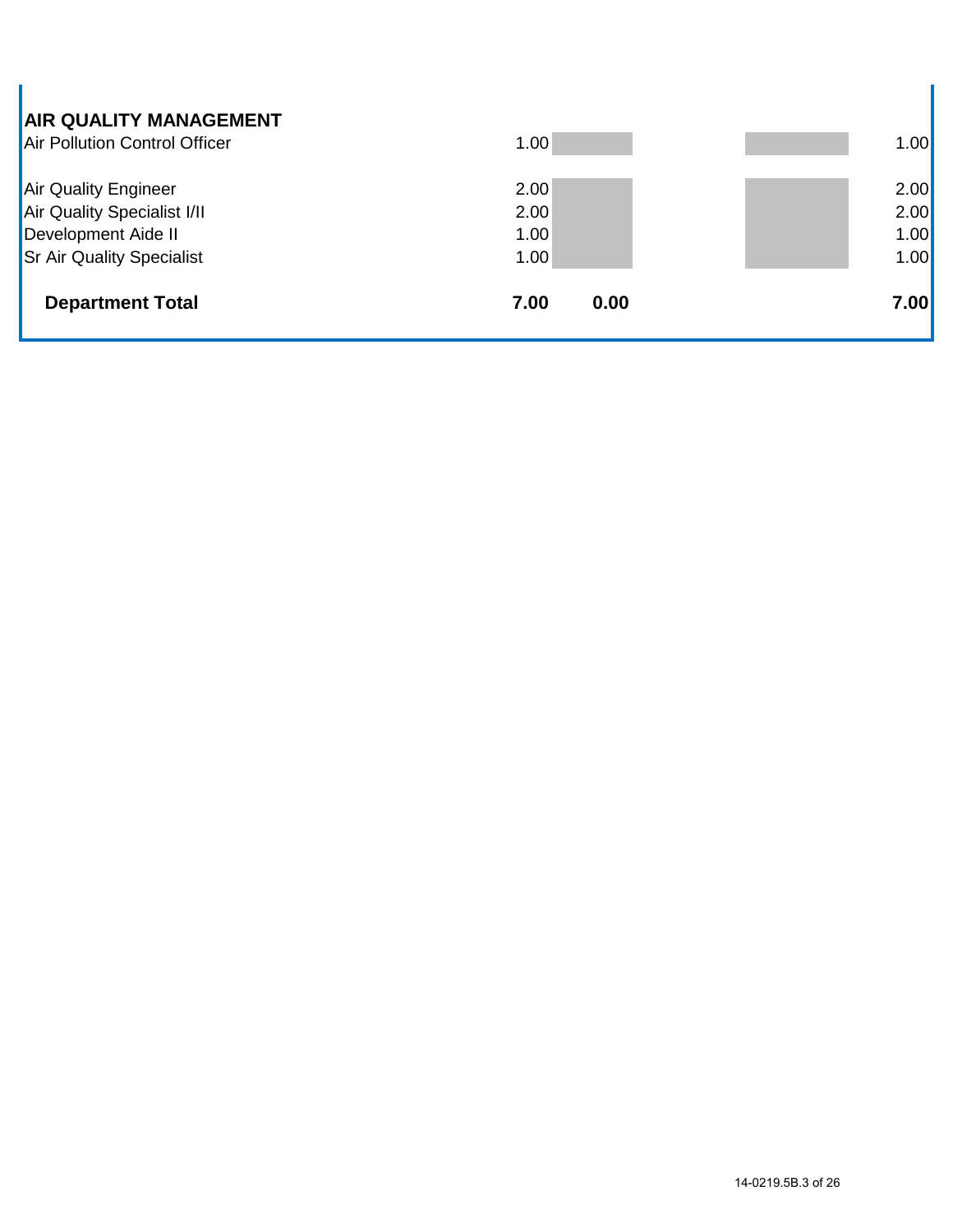| AIR QUALITY MANAGEMENT | | | | |
|---|---|---|---|---|
| Air Pollution Control Officer | 1.00 | | | 1.00 |
| Air Quality Engineer | 2.00 | | | 2.00 |
| Air Quality Specialist I/II | 2.00 | | | 2.00 |
| Development Aide II | 1.00 | | | 1.00 |
| Sr Air Quality Specialist | 1.00 | | | 1.00 |
| **Department Total** | **7.00** | **0.00** | | **7.00** |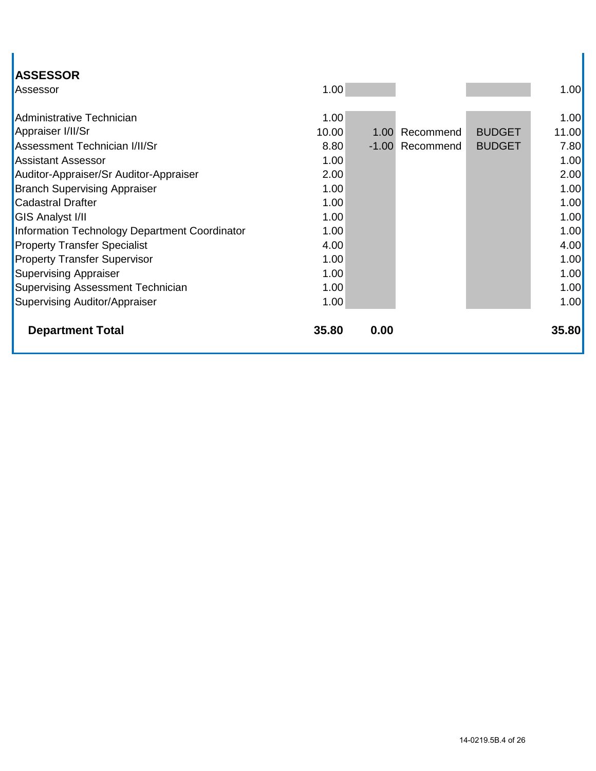## ASSESSOR

| | | | | | |
|---|---|---|---|---|---|
| Assessor | 1.00 | | | | 1.00 |
| | | | | | |
| Administrative Technician | 1.00 | | | | 1.00 |
| Appraiser I/II/Sr | 10.00 | 1.00 | Recommend | BUDGET | 11.00 |
| Assessment Technician I/II/Sr | 8.80 | -1.00 | Recommend | BUDGET | 7.80 |
| Assistant Assessor | 1.00 | | | | 1.00 |
| Auditor-Appraiser/Sr Auditor-Appraiser | 2.00 | | | | 2.00 |
| Branch Supervising Appraiser | 1.00 | | | | 1.00 |
| Cadastral Drafter | 1.00 | | | | 1.00 |
| GIS Analyst I/II | 1.00 | | | | 1.00 |
| Information Technology Department Coordinator | 1.00 | | | | 1.00 |
| Property Transfer Specialist | 4.00 | | | | 4.00 |
| Property Transfer Supervisor | 1.00 | | | | 1.00 |
| Supervising Appraiser | 1.00 | | | | 1.00 |
| Supervising Assessment Technician | 1.00 | | | | 1.00 |
| Supervising Auditor/Appraiser | 1.00 | | | | 1.00 |
| **Department Total** | **35.80** | **0.00** | | | **35.80** |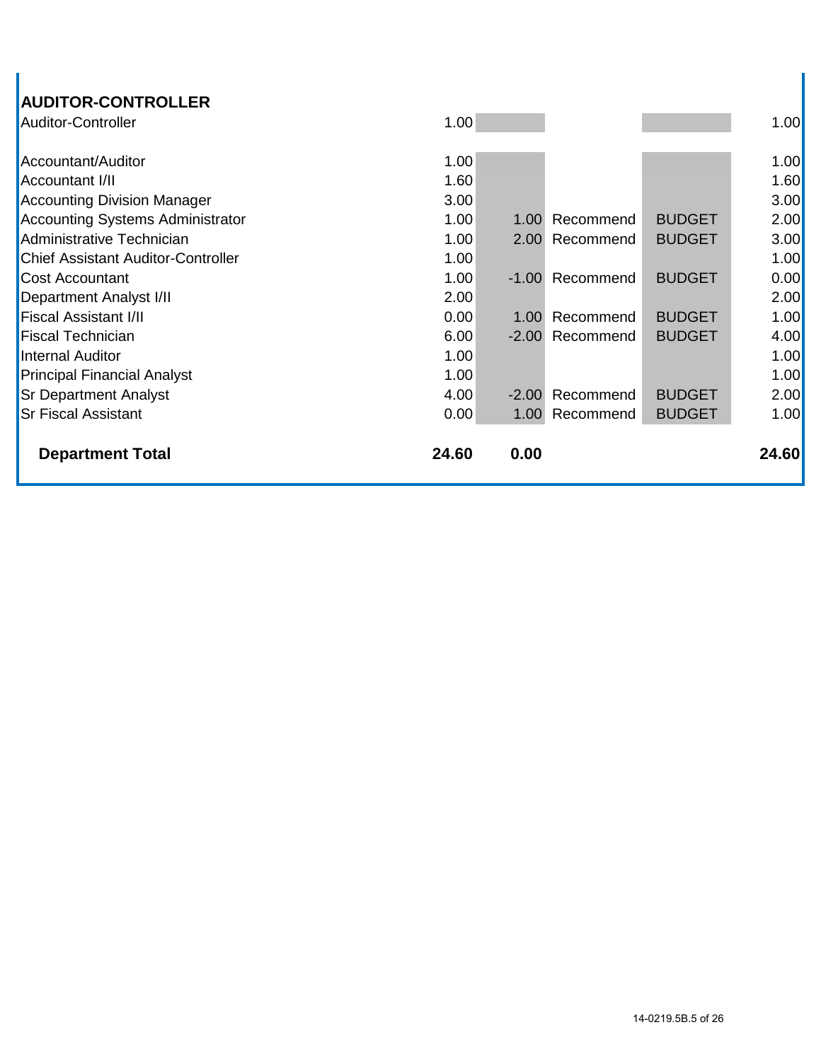## AUDITOR-CONTROLLER

| Position | | | | | |
|---|---|---|---|---|---|
| Auditor-Controller | 1.00 | | | | 1.00 |
| | | | | | |
| Accountant/Auditor | 1.00 | | | | 1.00 |
| Accountant I/II | 1.60 | | | | 1.60 |
| Accounting Division Manager | 3.00 | | | | 3.00 |
| Accounting Systems Administrator | 1.00 | 1.00 | Recommend | BUDGET | 2.00 |
| Administrative Technician | 1.00 | 2.00 | Recommend | BUDGET | 3.00 |
| Chief Assistant Auditor-Controller | 1.00 | | | | 1.00 |
| Cost Accountant | 1.00 | -1.00 | Recommend | BUDGET | 0.00 |
| Department Analyst I/II | 2.00 | | | | 2.00 |
| Fiscal Assistant I/II | 0.00 | 1.00 | Recommend | BUDGET | 1.00 |
| Fiscal Technician | 6.00 | -2.00 | Recommend | BUDGET | 4.00 |
| Internal Auditor | 1.00 | | | | 1.00 |
| Principal Financial Analyst | 1.00 | | | | 1.00 |
| Sr Department Analyst | 4.00 | -2.00 | Recommend | BUDGET | 2.00 |
| Sr Fiscal Assistant | 0.00 | 1.00 | Recommend | BUDGET | 1.00 |
| **Department Total** | **24.60** | **0.00** | | | **24.60** |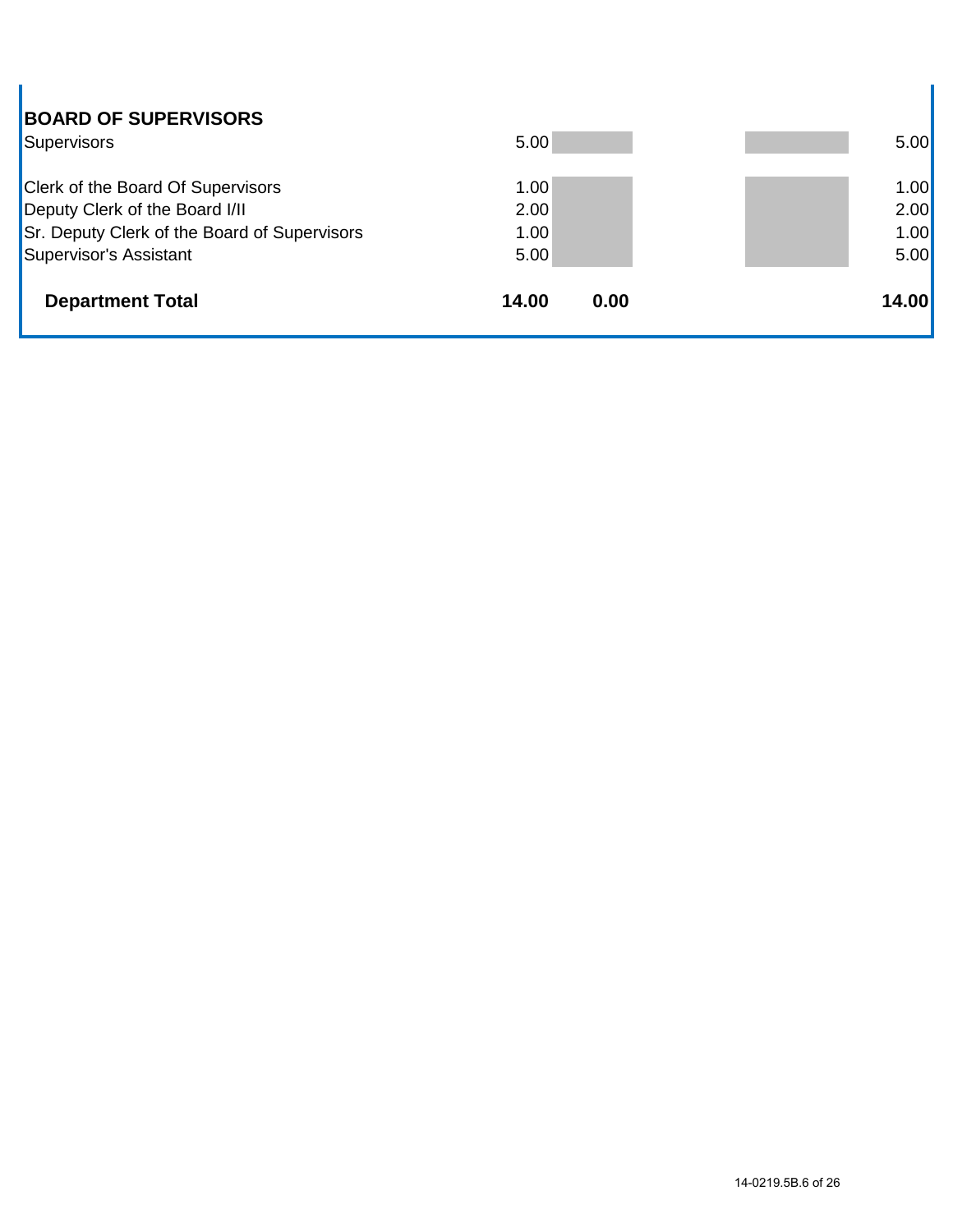| BOARD OF SUPERVISORS | | | | |
|---|---|---|---|---|
| Supervisors | 5.00 | | | 5.00 |
| | | | | |
| Clerk of the Board Of Supervisors | 1.00 | | | 1.00 |
| Deputy Clerk of the Board I/II | 2.00 | | | 2.00 |
| Sr. Deputy Clerk of the Board of Supervisors | 1.00 | | | 1.00 |
| Supervisor's Assistant | 5.00 | | | 5.00 |
| **Department Total** | **14.00** | **0.00** | | **14.00** |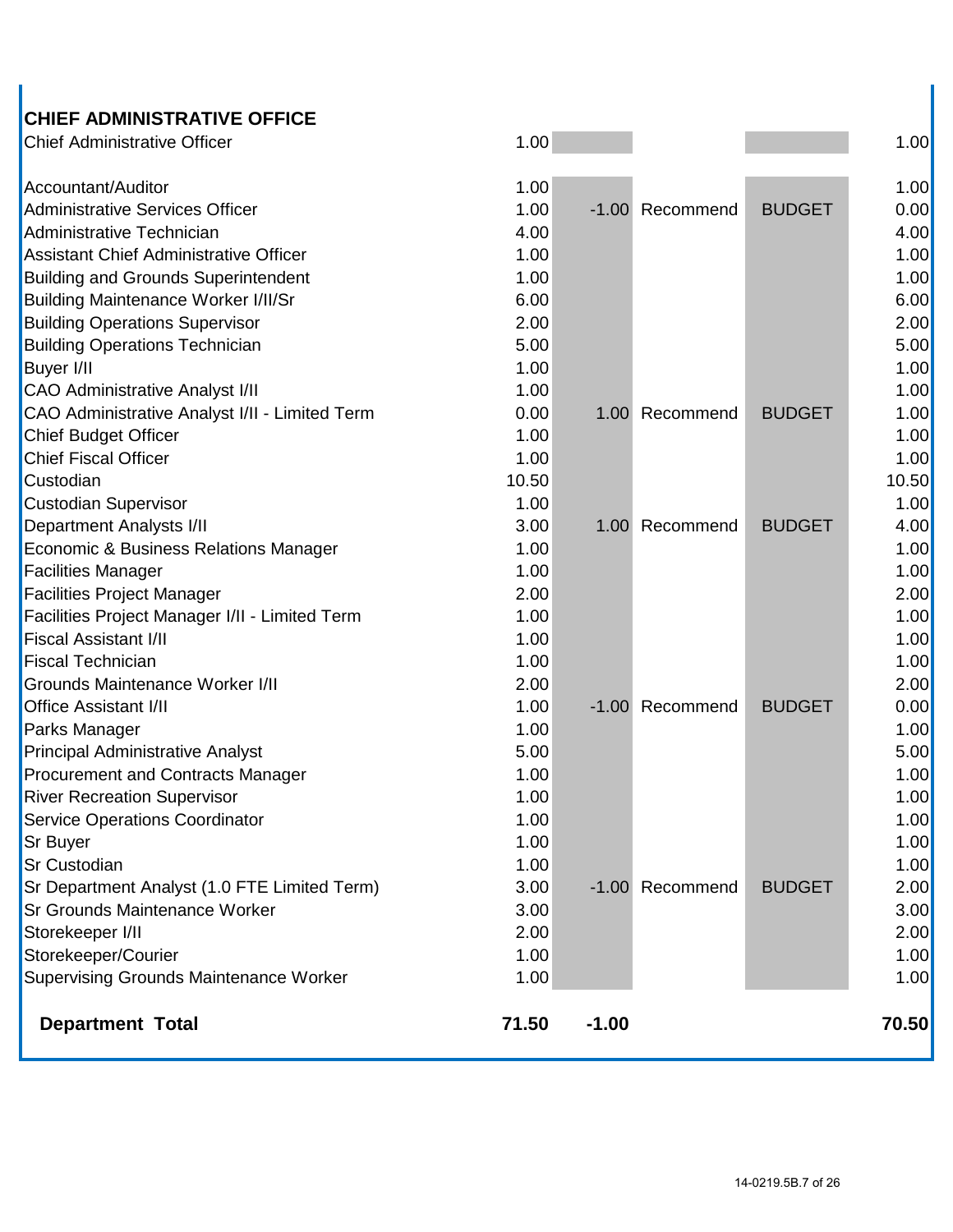## CHIEF ADMINISTRATIVE OFFICE

| Position | | | | | |
|---|---|---|---|---|---|
| Chief Administrative Officer | 1.00 | | | | 1.00 |
| | | | | | |
| Accountant/Auditor | 1.00 | | | | 1.00 |
| Administrative Services Officer | 1.00 | -1.00 | Recommend | BUDGET | 0.00 |
| Administrative Technician | 4.00 | | | | 4.00 |
| Assistant Chief Administrative Officer | 1.00 | | | | 1.00 |
| Building and Grounds Superintendent | 1.00 | | | | 1.00 |
| Building Maintenance Worker I/II/Sr | 6.00 | | | | 6.00 |
| Building Operations Supervisor | 2.00 | | | | 2.00 |
| Building Operations Technician | 5.00 | | | | 5.00 |
| Buyer I/II | 1.00 | | | | 1.00 |
| CAO Administrative Analyst I/II | 1.00 | | | | 1.00 |
| CAO Administrative Analyst I/II - Limited Term | 0.00 | 1.00 | Recommend | BUDGET | 1.00 |
| Chief Budget Officer | 1.00 | | | | 1.00 |
| Chief Fiscal Officer | 1.00 | | | | 1.00 |
| Custodian | 10.50 | | | | 10.50 |
| Custodian Supervisor | 1.00 | | | | 1.00 |
| Department Analysts I/II | 3.00 | 1.00 | Recommend | BUDGET | 4.00 |
| Economic & Business Relations Manager | 1.00 | | | | 1.00 |
| Facilities Manager | 1.00 | | | | 1.00 |
| Facilities Project Manager | 2.00 | | | | 2.00 |
| Facilities Project Manager I/II - Limited Term | 1.00 | | | | 1.00 |
| Fiscal Assistant I/II | 1.00 | | | | 1.00 |
| Fiscal Technician | 1.00 | | | | 1.00 |
| Grounds Maintenance Worker I/II | 2.00 | | | | 2.00 |
| Office Assistant I/II | 1.00 | -1.00 | Recommend | BUDGET | 0.00 |
| Parks Manager | 1.00 | | | | 1.00 |
| Principal Administrative Analyst | 5.00 | | | | 5.00 |
| Procurement and Contracts Manager | 1.00 | | | | 1.00 |
| River Recreation Supervisor | 1.00 | | | | 1.00 |
| Service Operations Coordinator | 1.00 | | | | 1.00 |
| Sr Buyer | 1.00 | | | | 1.00 |
| Sr Custodian | 1.00 | | | | 1.00 |
| Sr Department Analyst (1.0 FTE Limited Term) | 3.00 | -1.00 | Recommend | BUDGET | 2.00 |
| Sr Grounds Maintenance Worker | 3.00 | | | | 3.00 |
| Storekeeper I/II | 2.00 | | | | 2.00 |
| Storekeeper/Courier | 1.00 | | | | 1.00 |
| Supervising Grounds Maintenance Worker | 1.00 | | | | 1.00 |
| | | | | | |
| **Department Total** | **71.50** | **-1.00** | | | **70.50** |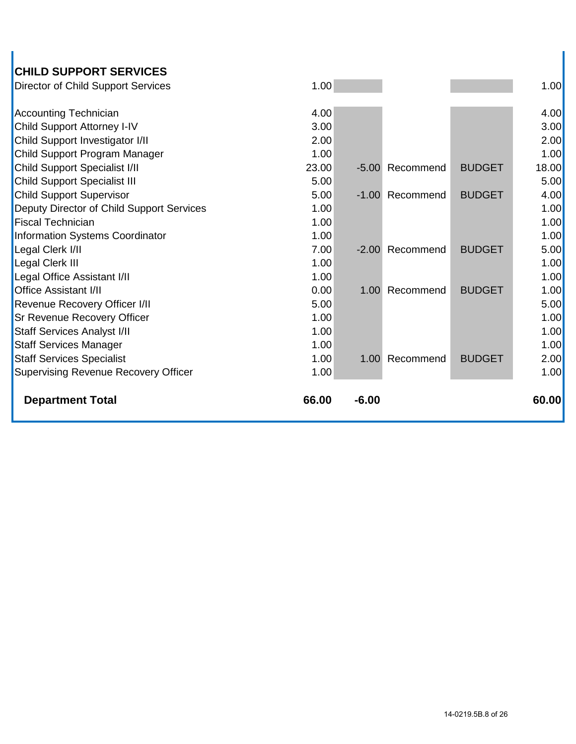## CHILD SUPPORT SERVICES

| Position | Current | Change | Action | Source | Total |
|---|---|---|---|---|---|
| Director of Child Support Services | 1.00 | | | | 1.00 |
| | | | | | |
| Accounting Technician | 4.00 | | | | 4.00 |
| Child Support Attorney I-IV | 3.00 | | | | 3.00 |
| Child Support Investigator I/II | 2.00 | | | | 2.00 |
| Child Support Program Manager | 1.00 | | | | 1.00 |
| Child Support Specialist I/II | 23.00 | -5.00 | Recommend | BUDGET | 18.00 |
| Child Support Specialist III | 5.00 | | | | 5.00 |
| Child Support Supervisor | 5.00 | -1.00 | Recommend | BUDGET | 4.00 |
| Deputy Director of Child Support Services | 1.00 | | | | 1.00 |
| Fiscal Technician | 1.00 | | | | 1.00 |
| Information Systems Coordinator | 1.00 | | | | 1.00 |
| Legal Clerk I/II | 7.00 | -2.00 | Recommend | BUDGET | 5.00 |
| Legal Clerk III | 1.00 | | | | 1.00 |
| Legal Office Assistant I/II | 1.00 | | | | 1.00 |
| Office Assistant I/II | 0.00 | 1.00 | Recommend | BUDGET | 1.00 |
| Revenue Recovery Officer I/II | 5.00 | | | | 5.00 |
| Sr Revenue Recovery Officer | 1.00 | | | | 1.00 |
| Staff Services Analyst I/II | 1.00 | | | | 1.00 |
| Staff Services Manager | 1.00 | | | | 1.00 |
| Staff Services Specialist | 1.00 | 1.00 | Recommend | BUDGET | 2.00 |
| Supervising Revenue Recovery Officer | 1.00 | | | | 1.00 |
| | | | | | |
| **Department Total** | **66.00** | **-6.00** | | | **60.00** |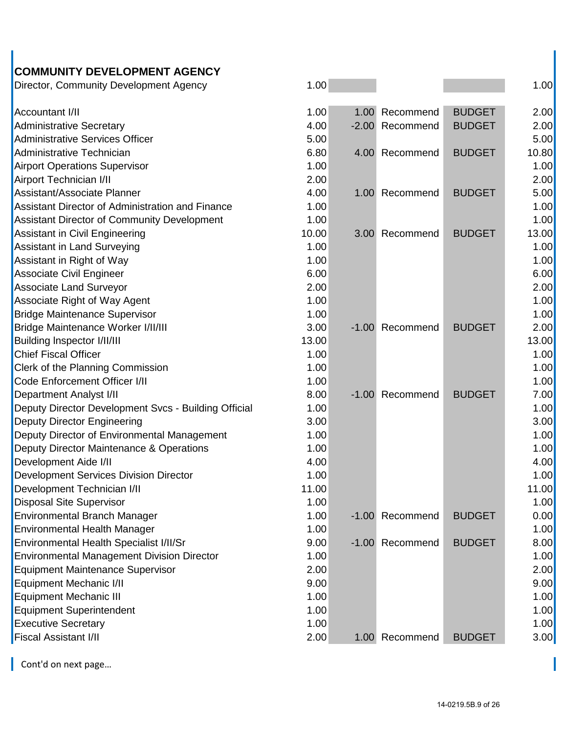## COMMUNITY DEVELOPMENT AGENCY

| Position | | | | | |
|---|---|---|---|---|---|
| Director, Community Development Agency | 1.00 | | | | 1.00 |
| Accountant I/II | 1.00 | 1.00 | Recommend | BUDGET | 2.00 |
| Administrative Secretary | 4.00 | -2.00 | Recommend | BUDGET | 2.00 |
| Administrative Services Officer | 5.00 | | | | 5.00 |
| Administrative Technician | 6.80 | 4.00 | Recommend | BUDGET | 10.80 |
| Airport Operations Supervisor | 1.00 | | | | 1.00 |
| Airport Technician I/II | 2.00 | | | | 2.00 |
| Assistant/Associate Planner | 4.00 | 1.00 | Recommend | BUDGET | 5.00 |
| Assistant Director of Administration and Finance | 1.00 | | | | 1.00 |
| Assistant Director of Community Development | 1.00 | | | | 1.00 |
| Assistant in Civil Engineering | 10.00 | 3.00 | Recommend | BUDGET | 13.00 |
| Assistant in Land Surveying | 1.00 | | | | 1.00 |
| Assistant in Right of Way | 1.00 | | | | 1.00 |
| Associate Civil Engineer | 6.00 | | | | 6.00 |
| Associate Land Surveyor | 2.00 | | | | 2.00 |
| Associate Right of Way Agent | 1.00 | | | | 1.00 |
| Bridge Maintenance Supervisor | 1.00 | | | | 1.00 |
| Bridge Maintenance Worker I/II/III | 3.00 | -1.00 | Recommend | BUDGET | 2.00 |
| Building Inspector I/II/III | 13.00 | | | | 13.00 |
| Chief Fiscal Officer | 1.00 | | | | 1.00 |
| Clerk of the Planning Commission | 1.00 | | | | 1.00 |
| Code Enforcement Officer I/II | 1.00 | | | | 1.00 |
| Department Analyst I/II | 8.00 | -1.00 | Recommend | BUDGET | 7.00 |
| Deputy Director Development Svcs - Building Official | 1.00 | | | | 1.00 |
| Deputy Director Engineering | 3.00 | | | | 3.00 |
| Deputy Director of Environmental Management | 1.00 | | | | 1.00 |
| Deputy Director Maintenance & Operations | 1.00 | | | | 1.00 |
| Development Aide I/II | 4.00 | | | | 4.00 |
| Development Services Division Director | 1.00 | | | | 1.00 |
| Development Technician I/II | 11.00 | | | | 11.00 |
| Disposal Site Supervisor | 1.00 | | | | 1.00 |
| Environmental Branch Manager | 1.00 | -1.00 | Recommend | BUDGET | 0.00 |
| Environmental Health Manager | 1.00 | | | | 1.00 |
| Environmental Health Specialist I/II/Sr | 9.00 | -1.00 | Recommend | BUDGET | 8.00 |
| Environmental Management Division Director | 1.00 | | | | 1.00 |
| Equipment Maintenance Supervisor | 2.00 | | | | 2.00 |
| Equipment Mechanic I/II | 9.00 | | | | 9.00 |
| Equipment Mechanic III | 1.00 | | | | 1.00 |
| Equipment Superintendent | 1.00 | | | | 1.00 |
| Executive Secretary | 1.00 | | | | 1.00 |
| Fiscal Assistant I/II | 2.00 | 1.00 | Recommend | BUDGET | 3.00 |

Cont'd on next page…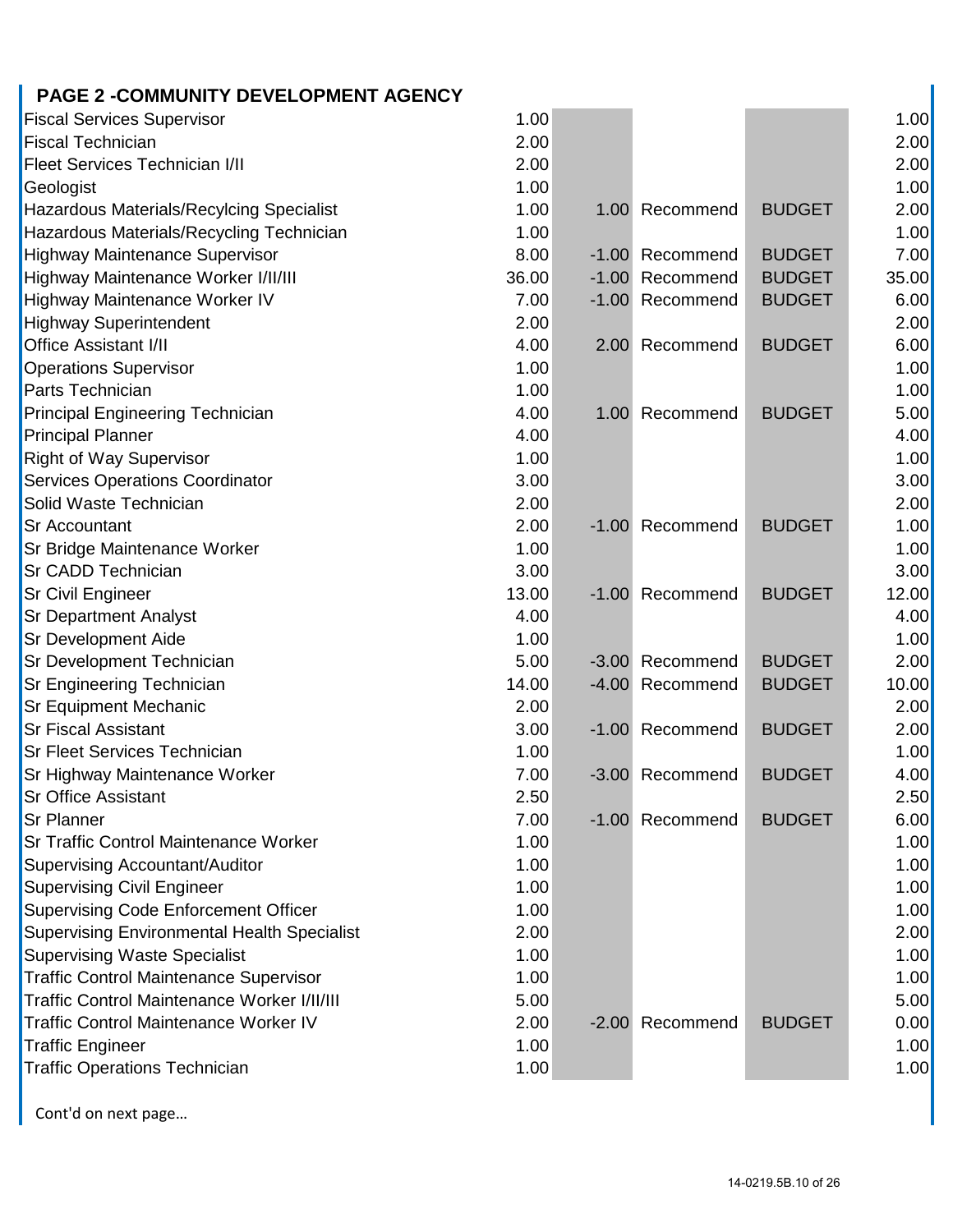## PAGE 2 -COMMUNITY DEVELOPMENT AGENCY

| Position | | | | | |
|---|---|---|---|---|---|
| Fiscal Services Supervisor | 1.00 | | | | 1.00 |
| Fiscal Technician | 2.00 | | | | 2.00 |
| Fleet Services Technician I/II | 2.00 | | | | 2.00 |
| Geologist | 1.00 | | | | 1.00 |
| Hazardous Materials/Recylcing Specialist | 1.00 | 1.00 | Recommend | BUDGET | 2.00 |
| Hazardous Materials/Recycling Technician | 1.00 | | | | 1.00 |
| Highway Maintenance Supervisor | 8.00 | -1.00 | Recommend | BUDGET | 7.00 |
| Highway Maintenance Worker I/II/III | 36.00 | -1.00 | Recommend | BUDGET | 35.00 |
| Highway Maintenance Worker IV | 7.00 | -1.00 | Recommend | BUDGET | 6.00 |
| Highway Superintendent | 2.00 | | | | 2.00 |
| Office Assistant I/II | 4.00 | 2.00 | Recommend | BUDGET | 6.00 |
| Operations Supervisor | 1.00 | | | | 1.00 |
| Parts Technician | 1.00 | | | | 1.00 |
| Principal Engineering Technician | 4.00 | 1.00 | Recommend | BUDGET | 5.00 |
| Principal Planner | 4.00 | | | | 4.00 |
| Right of Way Supervisor | 1.00 | | | | 1.00 |
| Services Operations Coordinator | 3.00 | | | | 3.00 |
| Solid Waste Technician | 2.00 | | | | 2.00 |
| Sr Accountant | 2.00 | -1.00 | Recommend | BUDGET | 1.00 |
| Sr Bridge Maintenance Worker | 1.00 | | | | 1.00 |
| Sr CADD Technician | 3.00 | | | | 3.00 |
| Sr Civil Engineer | 13.00 | -1.00 | Recommend | BUDGET | 12.00 |
| Sr Department Analyst | 4.00 | | | | 4.00 |
| Sr Development Aide | 1.00 | | | | 1.00 |
| Sr Development Technician | 5.00 | -3.00 | Recommend | BUDGET | 2.00 |
| Sr Engineering Technician | 14.00 | -4.00 | Recommend | BUDGET | 10.00 |
| Sr Equipment Mechanic | 2.00 | | | | 2.00 |
| Sr Fiscal Assistant | 3.00 | -1.00 | Recommend | BUDGET | 2.00 |
| Sr Fleet Services Technician | 1.00 | | | | 1.00 |
| Sr Highway Maintenance Worker | 7.00 | -3.00 | Recommend | BUDGET | 4.00 |
| Sr Office Assistant | 2.50 | | | | 2.50 |
| Sr Planner | 7.00 | -1.00 | Recommend | BUDGET | 6.00 |
| Sr Traffic Control Maintenance Worker | 1.00 | | | | 1.00 |
| Supervising Accountant/Auditor | 1.00 | | | | 1.00 |
| Supervising Civil Engineer | 1.00 | | | | 1.00 |
| Supervising Code Enforcement Officer | 1.00 | | | | 1.00 |
| Supervising Environmental Health Specialist | 2.00 | | | | 2.00 |
| Supervising Waste Specialist | 1.00 | | | | 1.00 |
| Traffic Control Maintenance Supervisor | 1.00 | | | | 1.00 |
| Traffic Control Maintenance Worker I/II/III | 5.00 | | | | 5.00 |
| Traffic Control Maintenance Worker IV | 2.00 | -2.00 | Recommend | BUDGET | 0.00 |
| Traffic Engineer | 1.00 | | | | 1.00 |
| Traffic Operations Technician | 1.00 | | | | 1.00 |

Cont'd on next page…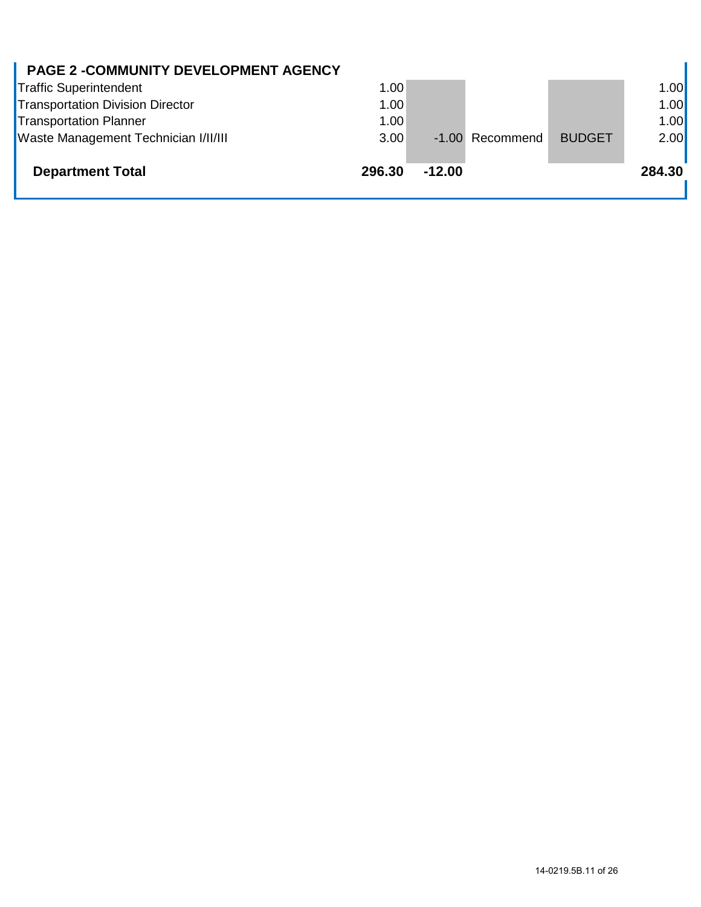| PAGE 2 -COMMUNITY DEVELOPMENT AGENCY | | | | | |
| --- | --- | --- | --- | --- | --- |
| Traffic Superintendent | 1.00 | | | | 1.00 |
| Transportation Division Director | 1.00 | | | | 1.00 |
| Transportation Planner | 1.00 | | | | 1.00 |
| Waste Management Technician I/II/III | 3.00 | -1.00 | Recommend | BUDGET | 2.00 |
| **Department Total** | **296.30** | **-12.00** | | | **284.30** |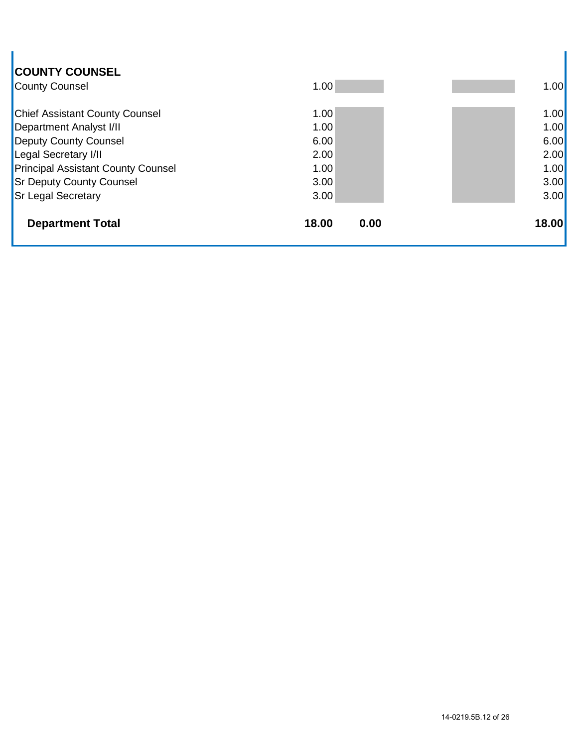| COUNTY COUNSEL | | | | |
|---|---|---|---|---|
| County Counsel | 1.00 | | | 1.00 |
| | | | | |
| Chief Assistant County Counsel | 1.00 | | | 1.00 |
| Department Analyst I/II | 1.00 | | | 1.00 |
| Deputy County Counsel | 6.00 | | | 6.00 |
| Legal Secretary I/II | 2.00 | | | 2.00 |
| Principal Assistant County Counsel | 1.00 | | | 1.00 |
| Sr Deputy County Counsel | 3.00 | | | 3.00 |
| Sr Legal Secretary | 3.00 | | | 3.00 |
| **Department Total** | **18.00** | **0.00** | | **18.00** |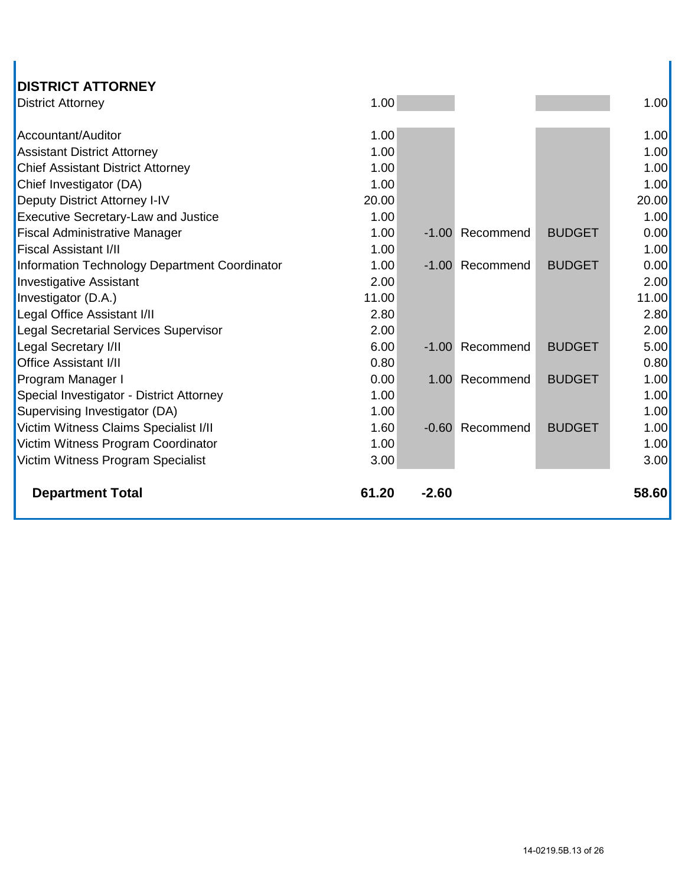## DISTRICT ATTORNEY

| Position | | | | | |
|---|---|---|---|---|---|
| District Attorney | 1.00 | | | | 1.00 |
| | | | | | |
| Accountant/Auditor | 1.00 | | | | 1.00 |
| Assistant District Attorney | 1.00 | | | | 1.00 |
| Chief Assistant District Attorney | 1.00 | | | | 1.00 |
| Chief Investigator (DA) | 1.00 | | | | 1.00 |
| Deputy District Attorney I-IV | 20.00 | | | | 20.00 |
| Executive Secretary-Law and Justice | 1.00 | | | | 1.00 |
| Fiscal Administrative Manager | 1.00 | -1.00 | Recommend | BUDGET | 0.00 |
| Fiscal Assistant I/II | 1.00 | | | | 1.00 |
| Information Technology Department Coordinator | 1.00 | -1.00 | Recommend | BUDGET | 0.00 |
| Investigative Assistant | 2.00 | | | | 2.00 |
| Investigator (D.A.) | 11.00 | | | | 11.00 |
| Legal Office Assistant I/II | 2.80 | | | | 2.80 |
| Legal Secretarial Services Supervisor | 2.00 | | | | 2.00 |
| Legal Secretary I/II | 6.00 | -1.00 | Recommend | BUDGET | 5.00 |
| Office Assistant I/II | 0.80 | | | | 0.80 |
| Program Manager I | 0.00 | 1.00 | Recommend | BUDGET | 1.00 |
| Special Investigator - District Attorney | 1.00 | | | | 1.00 |
| Supervising Investigator (DA) | 1.00 | | | | 1.00 |
| Victim Witness Claims Specialist I/II | 1.60 | -0.60 | Recommend | BUDGET | 1.00 |
| Victim Witness Program Coordinator | 1.00 | | | | 1.00 |
| Victim Witness Program Specialist | 3.00 | | | | 3.00 |
| **Department Total** | **61.20** | **-2.60** | | | **58.60** |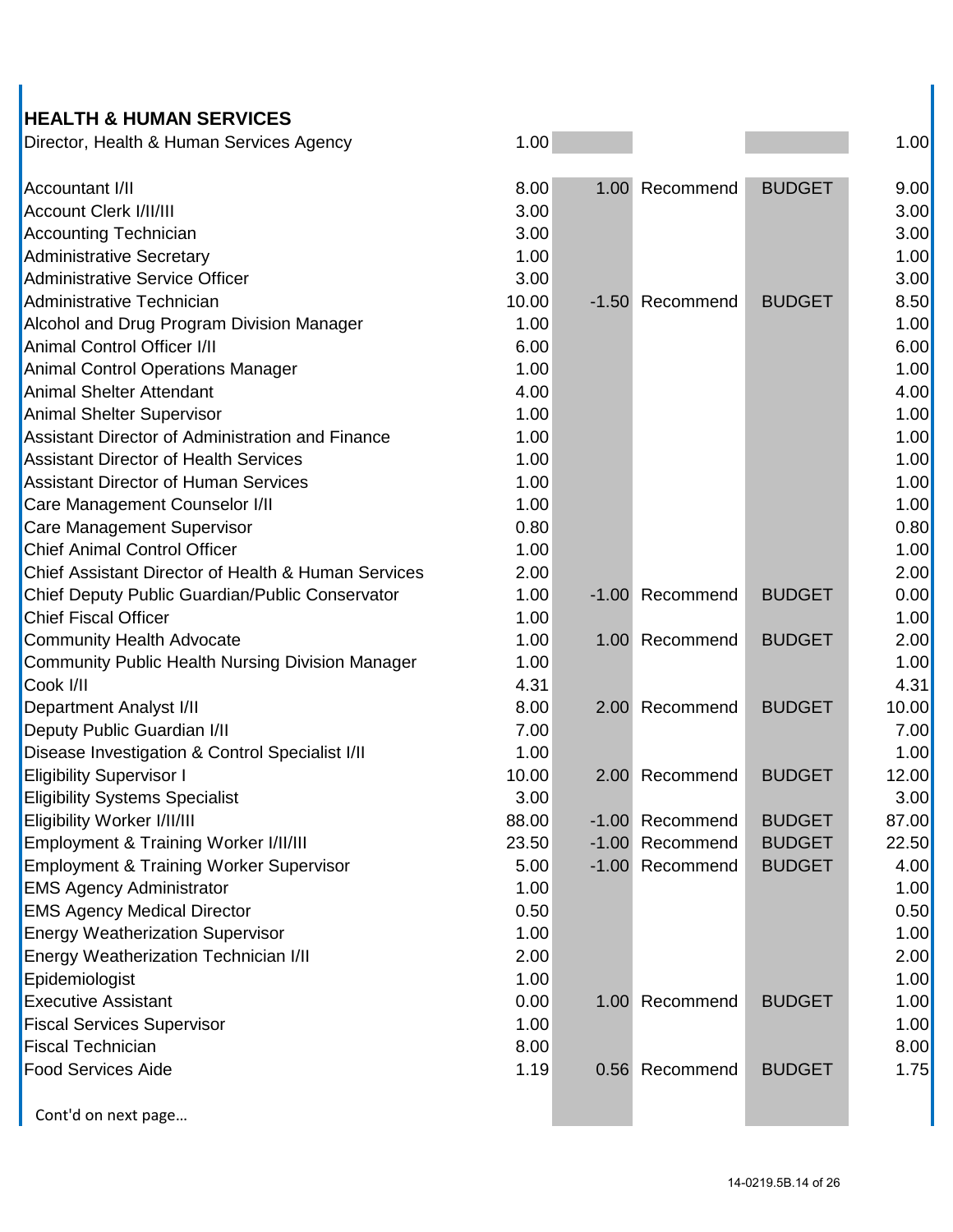## HEALTH & HUMAN SERVICES

| Position | Current | Change | Action | Type | Total |
|---|---|---|---|---|---|
| Director, Health & Human Services Agency | 1.00 | | | | 1.00 |
| | | | | | |
| Accountant I/II | 8.00 | 1.00 | Recommend | BUDGET | 9.00 |
| Account Clerk I/II/III | 3.00 | | | | 3.00 |
| Accounting Technician | 3.00 | | | | 3.00 |
| Administrative Secretary | 1.00 | | | | 1.00 |
| Administrative Service Officer | 3.00 | | | | 3.00 |
| Administrative Technician | 10.00 | -1.50 | Recommend | BUDGET | 8.50 |
| Alcohol and Drug Program Division Manager | 1.00 | | | | 1.00 |
| Animal Control Officer I/II | 6.00 | | | | 6.00 |
| Animal Control Operations Manager | 1.00 | | | | 1.00 |
| Animal Shelter Attendant | 4.00 | | | | 4.00 |
| Animal Shelter Supervisor | 1.00 | | | | 1.00 |
| Assistant Director of Administration and Finance | 1.00 | | | | 1.00 |
| Assistant Director of Health Services | 1.00 | | | | 1.00 |
| Assistant Director of Human Services | 1.00 | | | | 1.00 |
| Care Management Counselor I/II | 1.00 | | | | 1.00 |
| Care Management Supervisor | 0.80 | | | | 0.80 |
| Chief Animal Control Officer | 1.00 | | | | 1.00 |
| Chief Assistant Director of Health & Human Services | 2.00 | | | | 2.00 |
| Chief Deputy Public Guardian/Public Conservator | 1.00 | -1.00 | Recommend | BUDGET | 0.00 |
| Chief Fiscal Officer | 1.00 | | | | 1.00 |
| Community Health Advocate | 1.00 | 1.00 | Recommend | BUDGET | 2.00 |
| Community Public Health Nursing Division Manager | 1.00 | | | | 1.00 |
| Cook I/II | 4.31 | | | | 4.31 |
| Department Analyst I/II | 8.00 | 2.00 | Recommend | BUDGET | 10.00 |
| Deputy Public Guardian I/II | 7.00 | | | | 7.00 |
| Disease Investigation & Control Specialist I/II | 1.00 | | | | 1.00 |
| Eligibility Supervisor I | 10.00 | 2.00 | Recommend | BUDGET | 12.00 |
| Eligibility Systems Specialist | 3.00 | | | | 3.00 |
| Eligibility Worker I/II/III | 88.00 | -1.00 | Recommend | BUDGET | 87.00 |
| Employment & Training Worker I/II/III | 23.50 | -1.00 | Recommend | BUDGET | 22.50 |
| Employment & Training Worker Supervisor | 5.00 | -1.00 | Recommend | BUDGET | 4.00 |
| EMS Agency Administrator | 1.00 | | | | 1.00 |
| EMS Agency Medical Director | 0.50 | | | | 0.50 |
| Energy Weatherization Supervisor | 1.00 | | | | 1.00 |
| Energy Weatherization Technician I/II | 2.00 | | | | 2.00 |
| Epidemiologist | 1.00 | | | | 1.00 |
| Executive Assistant | 0.00 | 1.00 | Recommend | BUDGET | 1.00 |
| Fiscal Services Supervisor | 1.00 | | | | 1.00 |
| Fiscal Technician | 8.00 | | | | 8.00 |
| Food Services Aide | 1.19 | 0.56 | Recommend | BUDGET | 1.75 |

Cont'd on next page…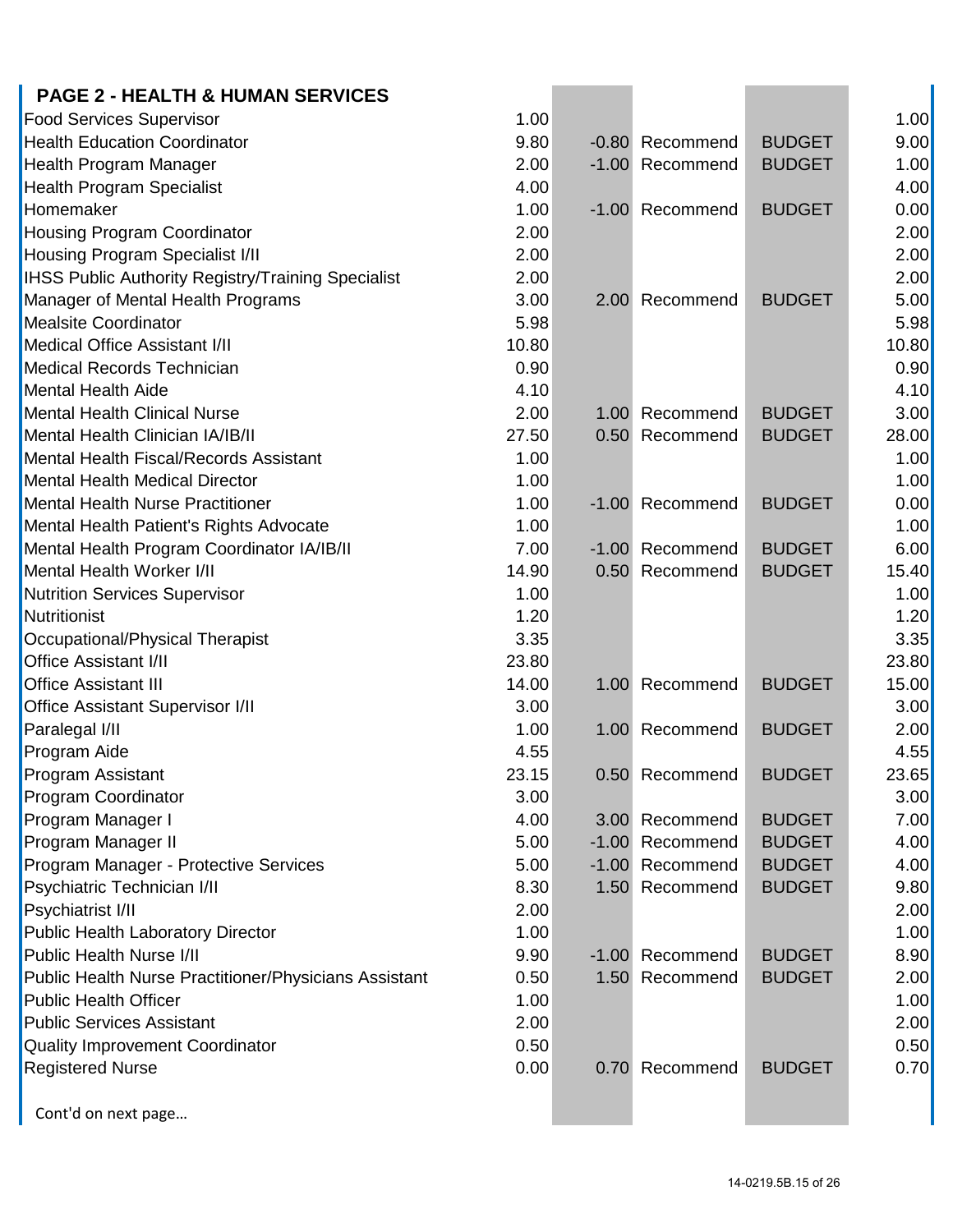## PAGE 2 - HEALTH & HUMAN SERVICES

| Position | Current | Change | Action | Source | Total |
|---|---|---|---|---|---|
| Food Services Supervisor | 1.00 | | | | 1.00 |
| Health Education Coordinator | 9.80 | -0.80 | Recommend | BUDGET | 9.00 |
| Health Program Manager | 2.00 | -1.00 | Recommend | BUDGET | 1.00 |
| Health Program Specialist | 4.00 | | | | 4.00 |
| Homemaker | 1.00 | -1.00 | Recommend | BUDGET | 0.00 |
| Housing Program Coordinator | 2.00 | | | | 2.00 |
| Housing Program Specialist I/II | 2.00 | | | | 2.00 |
| IHSS Public Authority Registry/Training Specialist | 2.00 | | | | 2.00 |
| Manager of Mental Health Programs | 3.00 | 2.00 | Recommend | BUDGET | 5.00 |
| Mealsite Coordinator | 5.98 | | | | 5.98 |
| Medical Office Assistant I/II | 10.80 | | | | 10.80 |
| Medical Records Technician | 0.90 | | | | 0.90 |
| Mental Health Aide | 4.10 | | | | 4.10 |
| Mental Health Clinical Nurse | 2.00 | 1.00 | Recommend | BUDGET | 3.00 |
| Mental Health Clinician IA/IB/II | 27.50 | 0.50 | Recommend | BUDGET | 28.00 |
| Mental Health Fiscal/Records Assistant | 1.00 | | | | 1.00 |
| Mental Health Medical Director | 1.00 | | | | 1.00 |
| Mental Health Nurse Practitioner | 1.00 | -1.00 | Recommend | BUDGET | 0.00 |
| Mental Health Patient's Rights Advocate | 1.00 | | | | 1.00 |
| Mental Health Program Coordinator IA/IB/II | 7.00 | -1.00 | Recommend | BUDGET | 6.00 |
| Mental Health Worker I/II | 14.90 | 0.50 | Recommend | BUDGET | 15.40 |
| Nutrition Services Supervisor | 1.00 | | | | 1.00 |
| Nutritionist | 1.20 | | | | 1.20 |
| Occupational/Physical Therapist | 3.35 | | | | 3.35 |
| Office Assistant I/II | 23.80 | | | | 23.80 |
| Office Assistant III | 14.00 | 1.00 | Recommend | BUDGET | 15.00 |
| Office Assistant Supervisor I/II | 3.00 | | | | 3.00 |
| Paralegal I/II | 1.00 | 1.00 | Recommend | BUDGET | 2.00 |
| Program Aide | 4.55 | | | | 4.55 |
| Program Assistant | 23.15 | 0.50 | Recommend | BUDGET | 23.65 |
| Program Coordinator | 3.00 | | | | 3.00 |
| Program Manager I | 4.00 | 3.00 | Recommend | BUDGET | 7.00 |
| Program Manager II | 5.00 | -1.00 | Recommend | BUDGET | 4.00 |
| Program Manager - Protective Services | 5.00 | -1.00 | Recommend | BUDGET | 4.00 |
| Psychiatric Technician I/II | 8.30 | 1.50 | Recommend | BUDGET | 9.80 |
| Psychiatrist I/II | 2.00 | | | | 2.00 |
| Public Health Laboratory Director | 1.00 | | | | 1.00 |
| Public Health Nurse I/II | 9.90 | -1.00 | Recommend | BUDGET | 8.90 |
| Public Health Nurse Practitioner/Physicians Assistant | 0.50 | 1.50 | Recommend | BUDGET | 2.00 |
| Public Health Officer | 1.00 | | | | 1.00 |
| Public Services Assistant | 2.00 | | | | 2.00 |
| Quality Improvement Coordinator | 0.50 | | | | 0.50 |
| Registered Nurse | 0.00 | 0.70 | Recommend | BUDGET | 0.70 |

Cont'd on next page…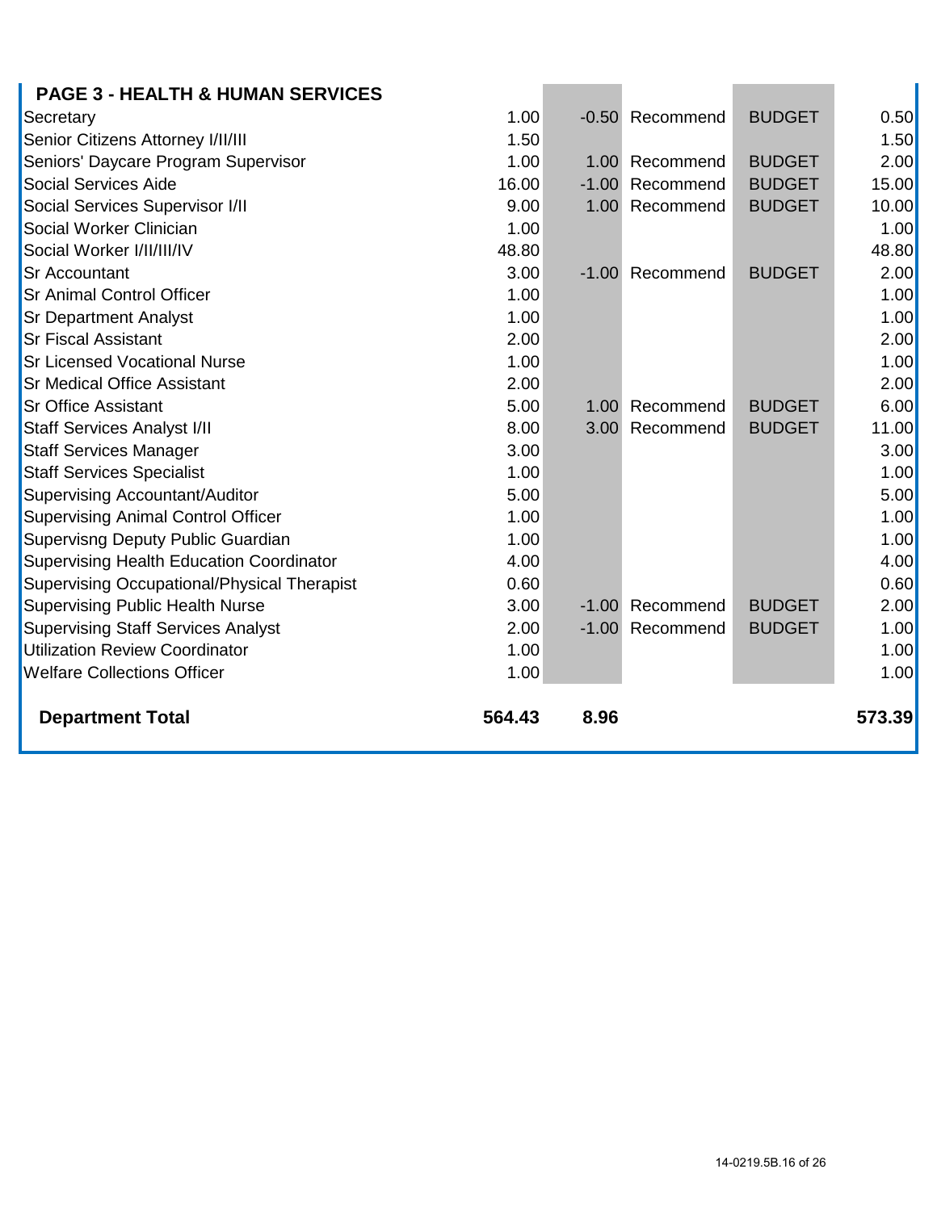**PAGE 3 - HEALTH & HUMAN SERVICES**

| Position | | | | | |
|---|---|---|---|---|---|
| Secretary | 1.00 | -0.50 | Recommend | BUDGET | 0.50 |
| Senior Citizens Attorney I/II/III | 1.50 | | | | 1.50 |
| Seniors' Daycare Program Supervisor | 1.00 | 1.00 | Recommend | BUDGET | 2.00 |
| Social Services Aide | 16.00 | -1.00 | Recommend | BUDGET | 15.00 |
| Social Services Supervisor I/II | 9.00 | 1.00 | Recommend | BUDGET | 10.00 |
| Social Worker Clinician | 1.00 | | | | 1.00 |
| Social Worker I/II/III/IV | 48.80 | | | | 48.80 |
| Sr Accountant | 3.00 | -1.00 | Recommend | BUDGET | 2.00 |
| Sr Animal Control Officer | 1.00 | | | | 1.00 |
| Sr Department Analyst | 1.00 | | | | 1.00 |
| Sr Fiscal Assistant | 2.00 | | | | 2.00 |
| Sr Licensed Vocational Nurse | 1.00 | | | | 1.00 |
| Sr Medical Office Assistant | 2.00 | | | | 2.00 |
| Sr Office Assistant | 5.00 | 1.00 | Recommend | BUDGET | 6.00 |
| Staff Services Analyst I/II | 8.00 | 3.00 | Recommend | BUDGET | 11.00 |
| Staff Services Manager | 3.00 | | | | 3.00 |
| Staff Services Specialist | 1.00 | | | | 1.00 |
| Supervising Accountant/Auditor | 5.00 | | | | 5.00 |
| Supervising Animal Control Officer | 1.00 | | | | 1.00 |
| Supervisng Deputy Public Guardian | 1.00 | | | | 1.00 |
| Supervising Health Education Coordinator | 4.00 | | | | 4.00 |
| Supervising Occupational/Physical Therapist | 0.60 | | | | 0.60 |
| Supervising Public Health Nurse | 3.00 | -1.00 | Recommend | BUDGET | 2.00 |
| Supervising Staff Services Analyst | 2.00 | -1.00 | Recommend | BUDGET | 1.00 |
| Utilization Review Coordinator | 1.00 | | | | 1.00 |
| Welfare Collections Officer | 1.00 | | | | 1.00 |
| **Department Total** | **564.43** | **8.96** | | | **573.39** |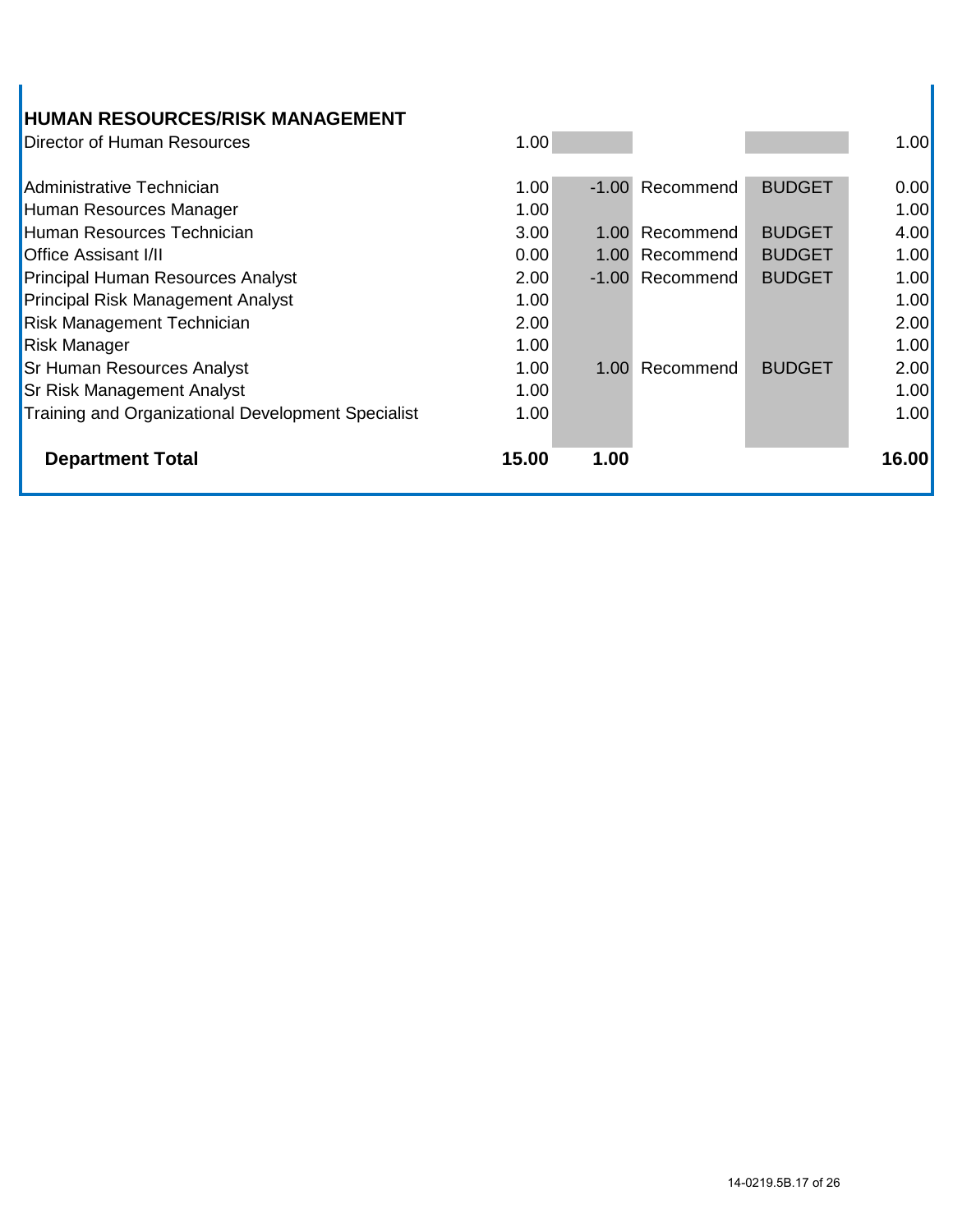## HUMAN RESOURCES/RISK MANAGEMENT

| Position | | | | | |
|---|---|---|---|---|---|
| Director of Human Resources | 1.00 | | | | 1.00 |
| | | | | | |
| Administrative Technician | 1.00 | -1.00 | Recommend | BUDGET | 0.00 |
| Human Resources Manager | 1.00 | | | | 1.00 |
| Human Resources Technician | 3.00 | 1.00 | Recommend | BUDGET | 4.00 |
| Office Assisant I/II | 0.00 | 1.00 | Recommend | BUDGET | 1.00 |
| Principal Human Resources Analyst | 2.00 | -1.00 | Recommend | BUDGET | 1.00 |
| Principal Risk Management Analyst | 1.00 | | | | 1.00 |
| Risk Management Technician | 2.00 | | | | 2.00 |
| Risk Manager | 1.00 | | | | 1.00 |
| Sr Human Resources Analyst | 1.00 | 1.00 | Recommend | BUDGET | 2.00 |
| Sr Risk Management Analyst | 1.00 | | | | 1.00 |
| Training and Organizational Development Specialist | 1.00 | | | | 1.00 |
| **Department Total** | **15.00** | **1.00** | | | **16.00** |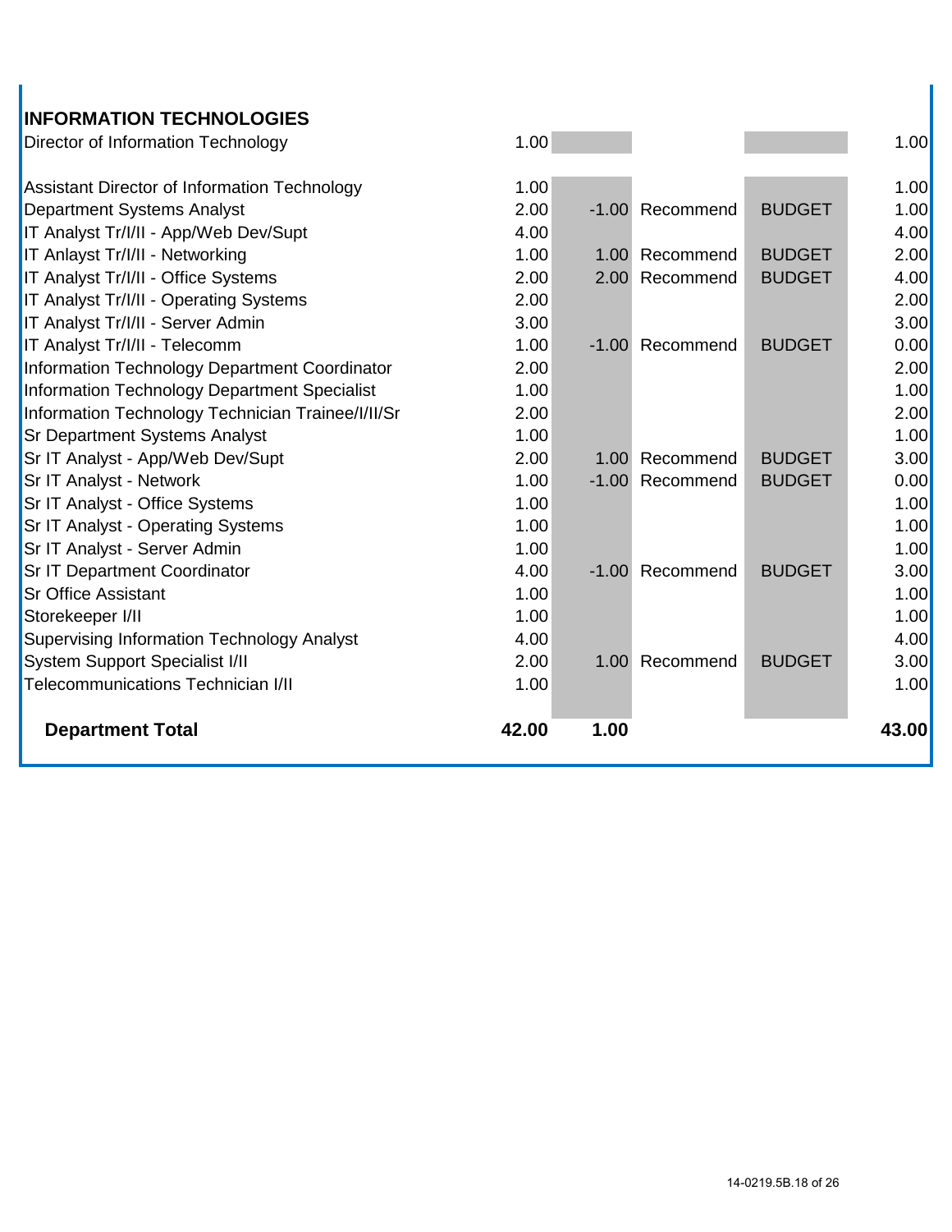## INFORMATION TECHNOLOGIES

| Position | Current | Change | Action | Source | Total |
|---|---|---|---|---|---|
| Director of Information Technology | 1.00 | | | | 1.00 |
| | | | | | |
| Assistant Director of Information Technology | 1.00 | | | | 1.00 |
| Department Systems Analyst | 2.00 | -1.00 | Recommend | BUDGET | 1.00 |
| IT Analyst Tr/I/II - App/Web Dev/Supt | 4.00 | | | | 4.00 |
| IT Anlayst Tr/I/II - Networking | 1.00 | 1.00 | Recommend | BUDGET | 2.00 |
| IT Analyst Tr/I/II - Office Systems | 2.00 | 2.00 | Recommend | BUDGET | 4.00 |
| IT Analyst Tr/I/II - Operating Systems | 2.00 | | | | 2.00 |
| IT Analyst Tr/I/II - Server Admin | 3.00 | | | | 3.00 |
| IT Analyst Tr/I/II - Telecomm | 1.00 | -1.00 | Recommend | BUDGET | 0.00 |
| Information Technology Department Coordinator | 2.00 | | | | 2.00 |
| Information Technology Department Specialist | 1.00 | | | | 1.00 |
| Information Technology Technician Trainee/I/II/Sr | 2.00 | | | | 2.00 |
| Sr Department Systems Analyst | 1.00 | | | | 1.00 |
| Sr IT Analyst - App/Web Dev/Supt | 2.00 | 1.00 | Recommend | BUDGET | 3.00 |
| Sr IT Analyst - Network | 1.00 | -1.00 | Recommend | BUDGET | 0.00 |
| Sr IT Analyst - Office Systems | 1.00 | | | | 1.00 |
| Sr IT Analyst - Operating Systems | 1.00 | | | | 1.00 |
| Sr IT Analyst - Server Admin | 1.00 | | | | 1.00 |
| Sr IT Department Coordinator | 4.00 | -1.00 | Recommend | BUDGET | 3.00 |
| Sr Office Assistant | 1.00 | | | | 1.00 |
| Storekeeper I/II | 1.00 | | | | 1.00 |
| Supervising Information Technology Analyst | 4.00 | | | | 4.00 |
| System Support Specialist I/II | 2.00 | 1.00 | Recommend | BUDGET | 3.00 |
| Telecommunications Technician I/II | 1.00 | | | | 1.00 |
| | | | | | |
| **Department Total** | **42.00** | **1.00** | | | **43.00** |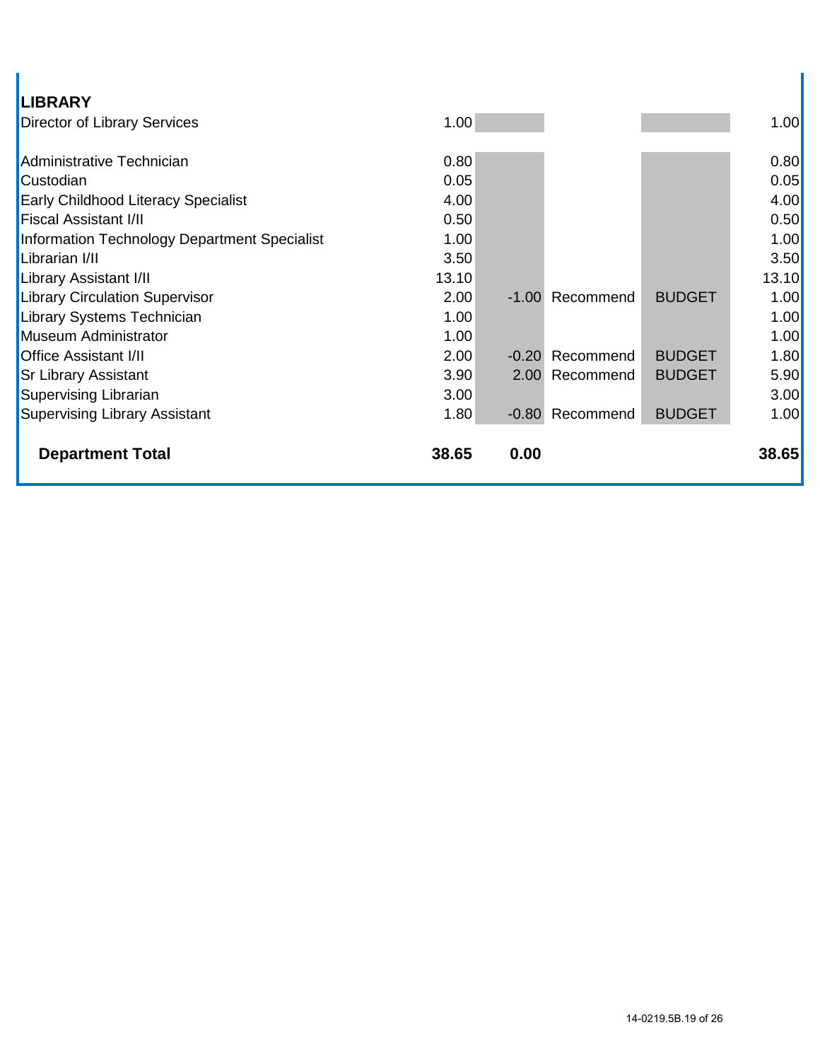| LIBRARY | | | | | |
|---|---|---|---|---|---|
| Director of Library Services | 1.00 | | | | 1.00 |
| | | | | | |
| Administrative Technician | 0.80 | | | | 0.80 |
| Custodian | 0.05 | | | | 0.05 |
| Early Childhood Literacy Specialist | 4.00 | | | | 4.00 |
| Fiscal Assistant I/II | 0.50 | | | | 0.50 |
| Information Technology Department Specialist | 1.00 | | | | 1.00 |
| Librarian I/II | 3.50 | | | | 3.50 |
| Library Assistant I/II | 13.10 | | | | 13.10 |
| Library Circulation Supervisor | 2.00 | -1.00 | Recommend | BUDGET | 1.00 |
| Library Systems Technician | 1.00 | | | | 1.00 |
| Museum Administrator | 1.00 | | | | 1.00 |
| Office Assistant I/II | 2.00 | -0.20 | Recommend | BUDGET | 1.80 |
| Sr Library Assistant | 3.90 | 2.00 | Recommend | BUDGET | 5.90 |
| Supervising Librarian | 3.00 | | | | 3.00 |
| Supervising Library Assistant | 1.80 | -0.80 | Recommend | BUDGET | 1.00 |
| | | | | | |
| **Department Total** | **38.65** | **0.00** | | | **38.65** |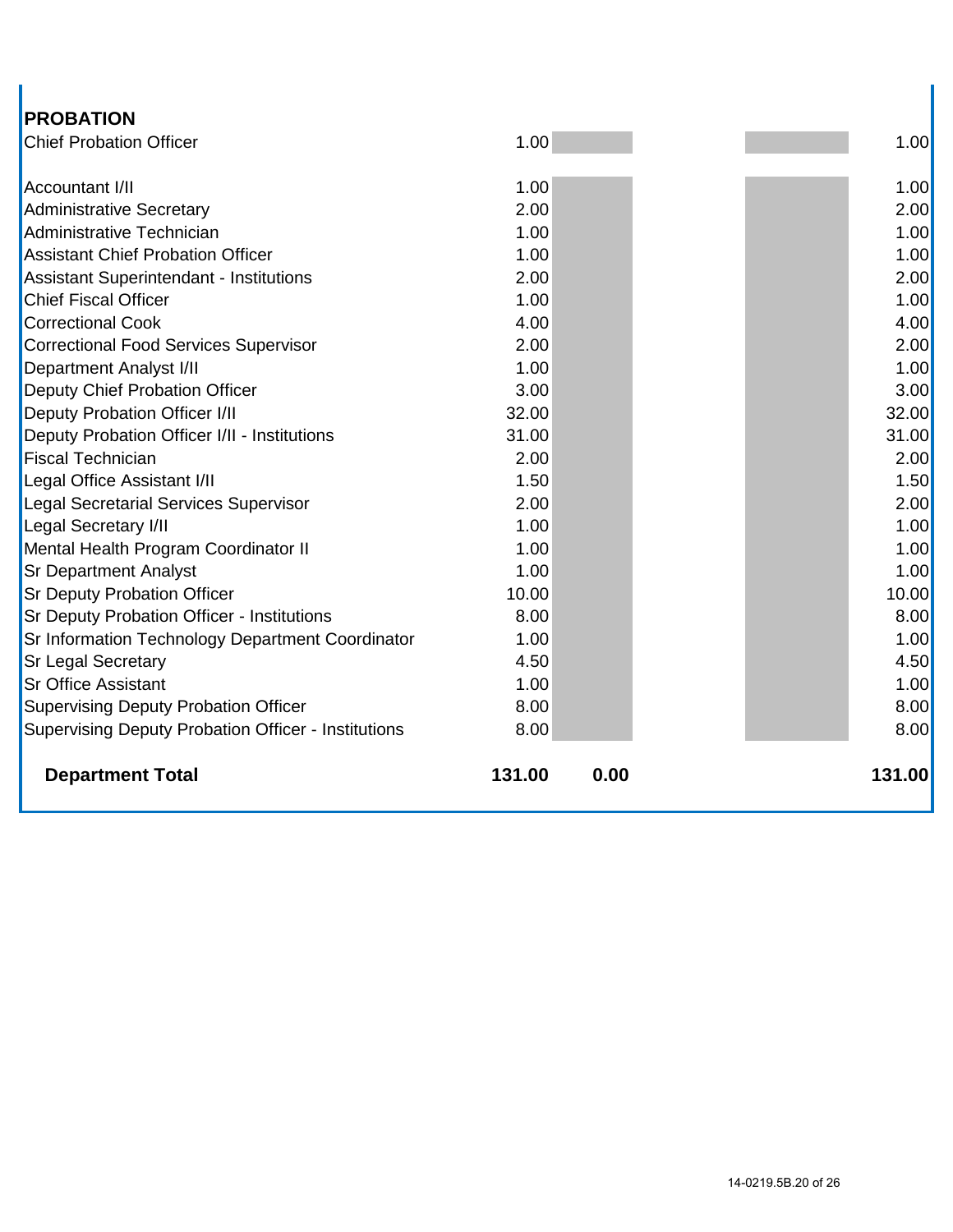| PROBATION | | | | |
|---|---|---|---|---|
| Chief Probation Officer | 1.00 | | | 1.00 |
| | | | | |
| Accountant I/II | 1.00 | | | 1.00 |
| Administrative Secretary | 2.00 | | | 2.00 |
| Administrative Technician | 1.00 | | | 1.00 |
| Assistant Chief Probation Officer | 1.00 | | | 1.00 |
| Assistant Superintendant - Institutions | 2.00 | | | 2.00 |
| Chief Fiscal Officer | 1.00 | | | 1.00 |
| Correctional Cook | 4.00 | | | 4.00 |
| Correctional Food Services Supervisor | 2.00 | | | 2.00 |
| Department Analyst I/II | 1.00 | | | 1.00 |
| Deputy Chief Probation Officer | 3.00 | | | 3.00 |
| Deputy Probation Officer I/II | 32.00 | | | 32.00 |
| Deputy Probation Officer I/II - Institutions | 31.00 | | | 31.00 |
| Fiscal Technician | 2.00 | | | 2.00 |
| Legal Office Assistant I/II | 1.50 | | | 1.50 |
| Legal Secretarial Services Supervisor | 2.00 | | | 2.00 |
| Legal Secretary I/II | 1.00 | | | 1.00 |
| Mental Health Program Coordinator II | 1.00 | | | 1.00 |
| Sr Department Analyst | 1.00 | | | 1.00 |
| Sr Deputy Probation Officer | 10.00 | | | 10.00 |
| Sr Deputy Probation Officer - Institutions | 8.00 | | | 8.00 |
| Sr Information Technology Department Coordinator | 1.00 | | | 1.00 |
| Sr Legal Secretary | 4.50 | | | 4.50 |
| Sr Office Assistant | 1.00 | | | 1.00 |
| Supervising Deputy Probation Officer | 8.00 | | | 8.00 |
| Supervising Deputy Probation Officer - Institutions | 8.00 | | | 8.00 |
| | | | | |
| **Department Total** | **131.00** | **0.00** | | **131.00** |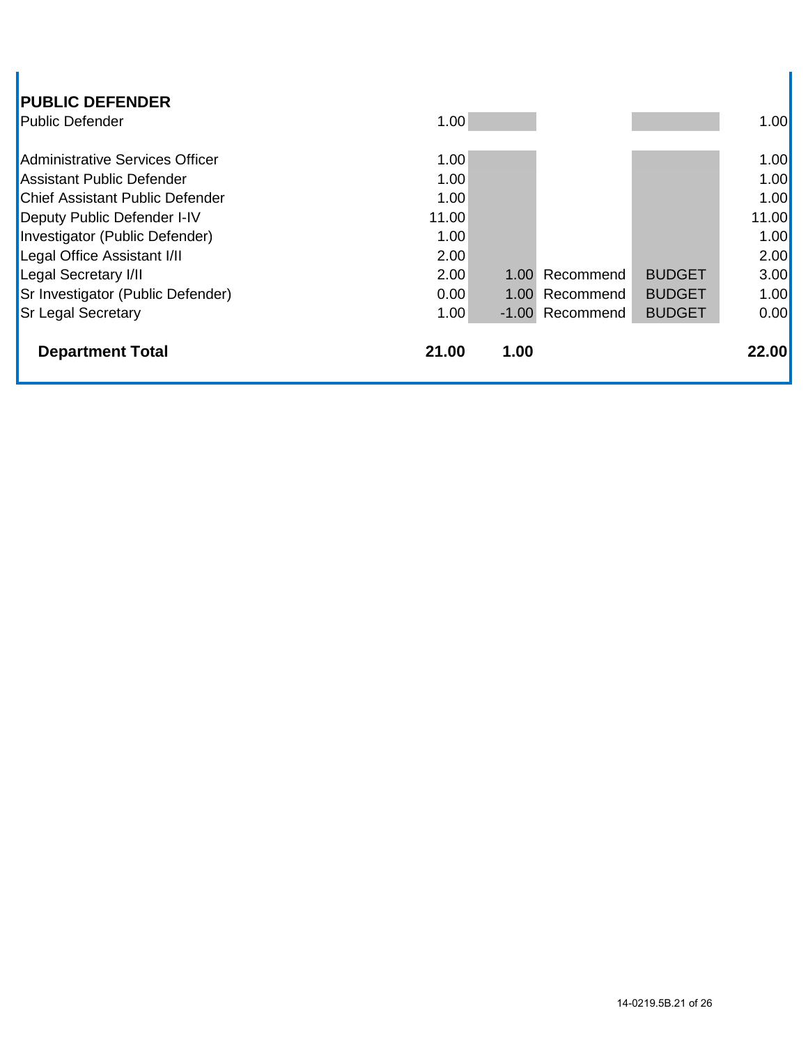| PUBLIC DEFENDER | | | | | |
|---|---|---|---|---|---|
| Public Defender | 1.00 | | | | 1.00 |
| | | | | | |
| Administrative Services Officer | 1.00 | | | | 1.00 |
| Assistant Public Defender | 1.00 | | | | 1.00 |
| Chief Assistant Public Defender | 1.00 | | | | 1.00 |
| Deputy Public Defender I-IV | 11.00 | | | | 11.00 |
| Investigator (Public Defender) | 1.00 | | | | 1.00 |
| Legal Office Assistant I/II | 2.00 | | | | 2.00 |
| Legal Secretary I/II | 2.00 | 1.00 | Recommend | BUDGET | 3.00 |
| Sr Investigator (Public Defender) | 0.00 | 1.00 | Recommend | BUDGET | 1.00 |
| Sr Legal Secretary | 1.00 | -1.00 | Recommend | BUDGET | 0.00 |
| | | | | | |
| **Department Total** | **21.00** | **1.00** | | | **22.00** |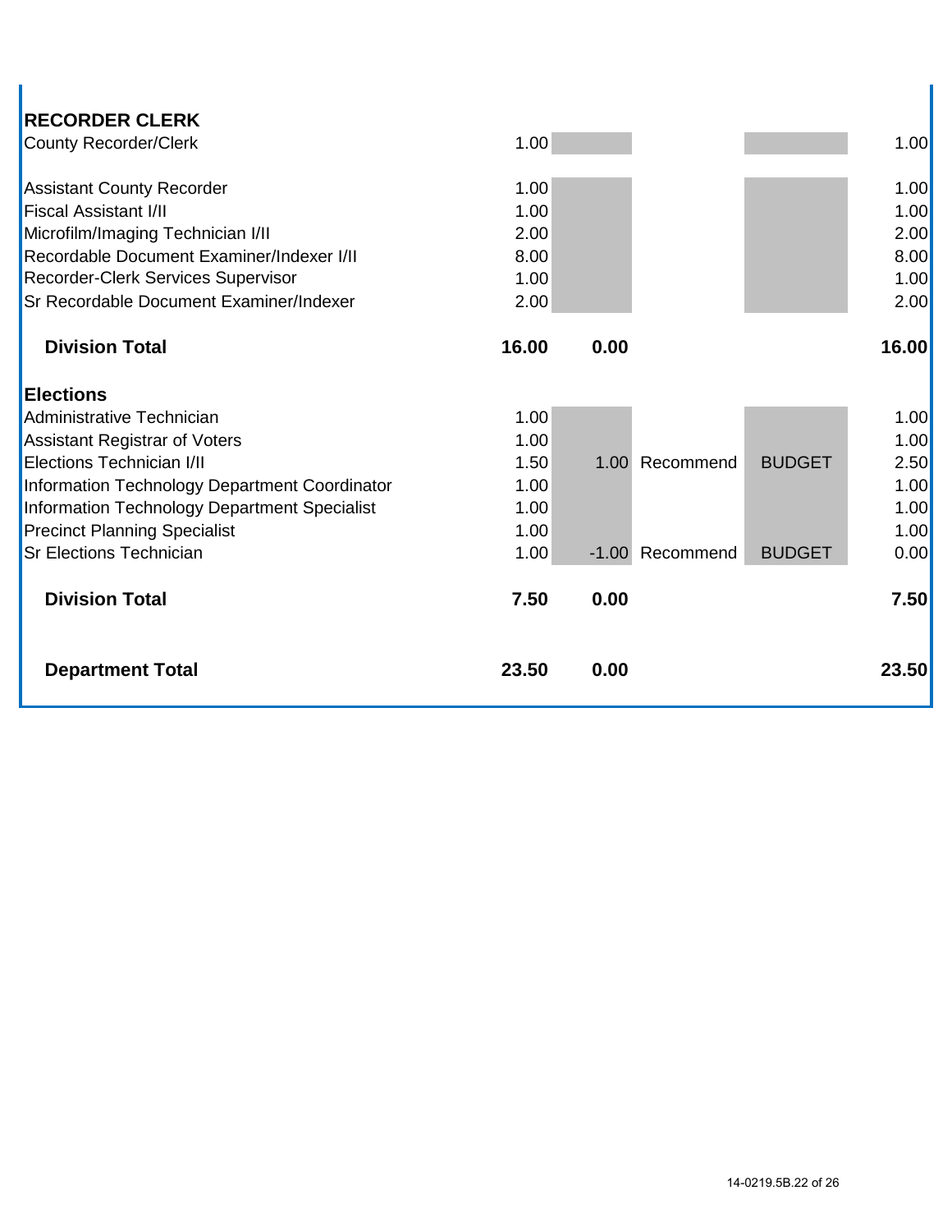| RECORDER CLERK | | | | | |
|---|---|---|---|---|---|
| County Recorder/Clerk | 1.00 | | | | 1.00 |
| | | | | | |
| Assistant County Recorder | 1.00 | | | | 1.00 |
| Fiscal Assistant I/II | 1.00 | | | | 1.00 |
| Microfilm/Imaging Technician I/II | 2.00 | | | | 2.00 |
| Recordable Document Examiner/Indexer I/II | 8.00 | | | | 8.00 |
| Recorder-Clerk Services Supervisor | 1.00 | | | | 1.00 |
| Sr Recordable Document Examiner/Indexer | 2.00 | | | | 2.00 |
| **Division Total** | **16.00** | **0.00** | | | **16.00** |
| **Elections** | | | | | |
| Administrative Technician | 1.00 | | | | 1.00 |
| Assistant Registrar of Voters | 1.00 | | | | 1.00 |
| Elections Technician I/II | 1.50 | 1.00 | Recommend | BUDGET | 2.50 |
| Information Technology Department Coordinator | 1.00 | | | | 1.00 |
| Information Technology Department Specialist | 1.00 | | | | 1.00 |
| Precinct Planning Specialist | 1.00 | | | | 1.00 |
| Sr Elections Technician | 1.00 | -1.00 | Recommend | BUDGET | 0.00 |
| **Division Total** | **7.50** | **0.00** | | | **7.50** |
| | | | | | |
| **Department Total** | **23.50** | **0.00** | | | **23.50** |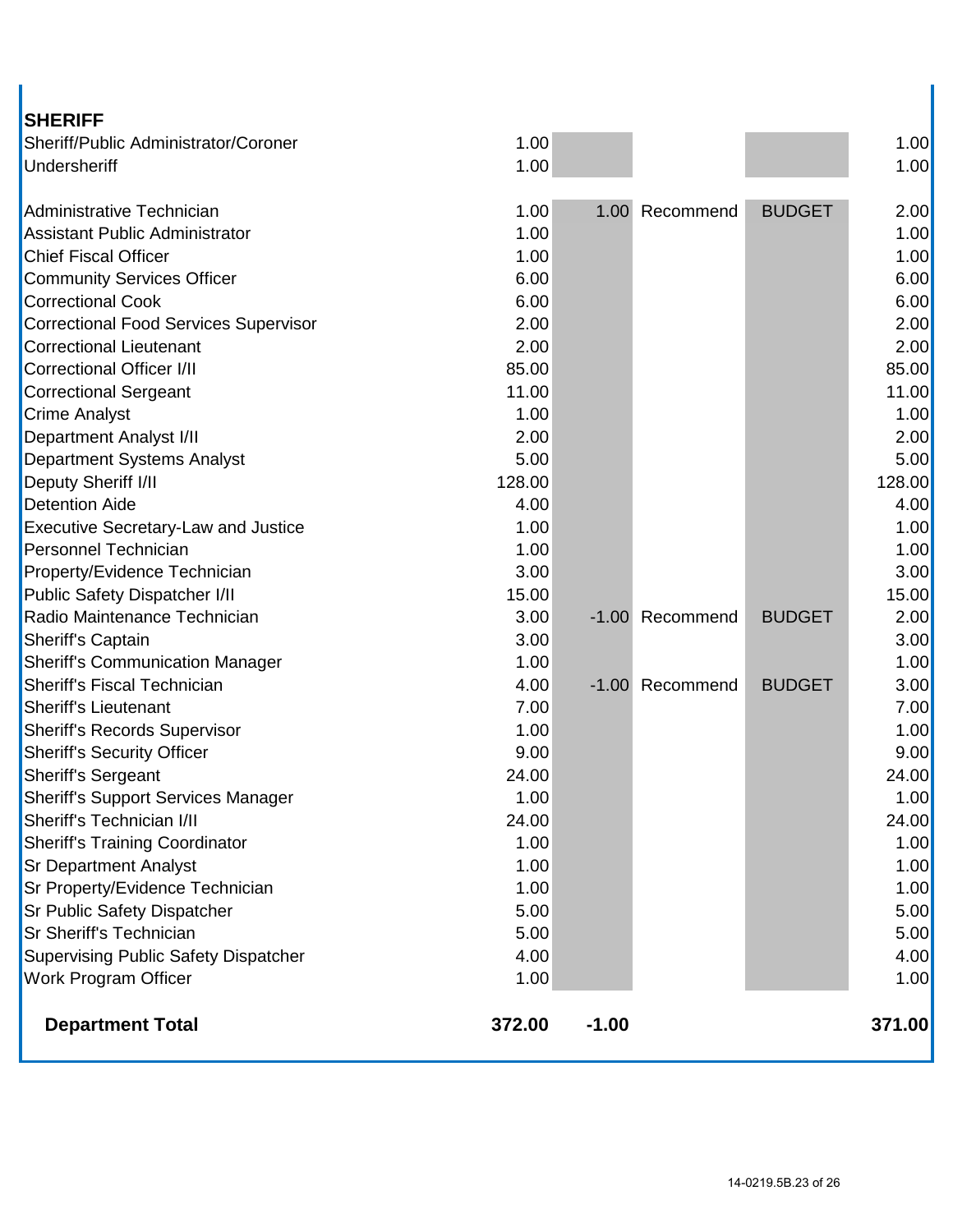## SHERIFF

| Position | Current | Change | Action | Type | Total |
|---|---|---|---|---|---|
| Sheriff/Public Administrator/Coroner | 1.00 | | | | 1.00 |
| Undersheriff | 1.00 | | | | 1.00 |
| | | | | | |
| Administrative Technician | 1.00 | 1.00 | Recommend | BUDGET | 2.00 |
| Assistant Public Administrator | 1.00 | | | | 1.00 |
| Chief Fiscal Officer | 1.00 | | | | 1.00 |
| Community Services Officer | 6.00 | | | | 6.00 |
| Correctional Cook | 6.00 | | | | 6.00 |
| Correctional Food Services Supervisor | 2.00 | | | | 2.00 |
| Correctional Lieutenant | 2.00 | | | | 2.00 |
| Correctional Officer I/II | 85.00 | | | | 85.00 |
| Correctional Sergeant | 11.00 | | | | 11.00 |
| Crime Analyst | 1.00 | | | | 1.00 |
| Department Analyst I/II | 2.00 | | | | 2.00 |
| Department Systems Analyst | 5.00 | | | | 5.00 |
| Deputy Sheriff I/II | 128.00 | | | | 128.00 |
| Detention Aide | 4.00 | | | | 4.00 |
| Executive Secretary-Law and Justice | 1.00 | | | | 1.00 |
| Personnel Technician | 1.00 | | | | 1.00 |
| Property/Evidence Technician | 3.00 | | | | 3.00 |
| Public Safety Dispatcher I/II | 15.00 | | | | 15.00 |
| Radio Maintenance Technician | 3.00 | -1.00 | Recommend | BUDGET | 2.00 |
| Sheriff's Captain | 3.00 | | | | 3.00 |
| Sheriff's Communication Manager | 1.00 | | | | 1.00 |
| Sheriff's Fiscal Technician | 4.00 | -1.00 | Recommend | BUDGET | 3.00 |
| Sheriff's Lieutenant | 7.00 | | | | 7.00 |
| Sheriff's Records Supervisor | 1.00 | | | | 1.00 |
| Sheriff's Security Officer | 9.00 | | | | 9.00 |
| Sheriff's Sergeant | 24.00 | | | | 24.00 |
| Sheriff's Support Services Manager | 1.00 | | | | 1.00 |
| Sheriff's Technician I/II | 24.00 | | | | 24.00 |
| Sheriff's Training Coordinator | 1.00 | | | | 1.00 |
| Sr Department Analyst | 1.00 | | | | 1.00 |
| Sr Property/Evidence Technician | 1.00 | | | | 1.00 |
| Sr Public Safety Dispatcher | 5.00 | | | | 5.00 |
| Sr Sheriff's Technician | 5.00 | | | | 5.00 |
| Supervising Public Safety Dispatcher | 4.00 | | | | 4.00 |
| Work Program Officer | 1.00 | | | | 1.00 |
| **Department Total** | **372.00** | **-1.00** | | | **371.00** |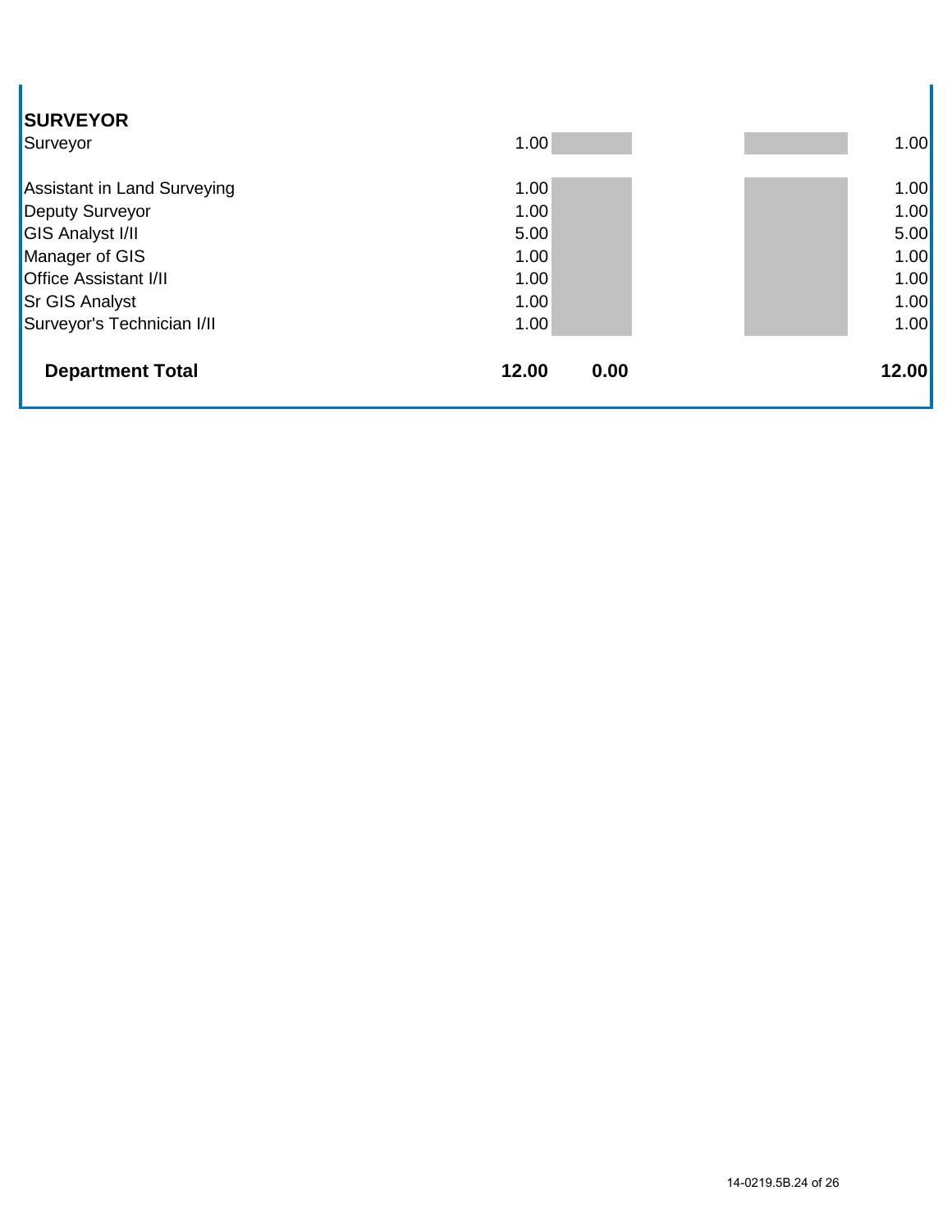| SURVEYOR | | | | |
|---|---|---|---|---|
| Surveyor | 1.00 | | | 1.00 |
| | | | | |
| Assistant in Land Surveying | 1.00 | | | 1.00 |
| Deputy Surveyor | 1.00 | | | 1.00 |
| GIS Analyst I/II | 5.00 | | | 5.00 |
| Manager of GIS | 1.00 | | | 1.00 |
| Office Assistant I/II | 1.00 | | | 1.00 |
| Sr GIS Analyst | 1.00 | | | 1.00 |
| Surveyor's Technician I/II | 1.00 | | | 1.00 |
| **Department Total** | **12.00** | **0.00** | | **12.00** |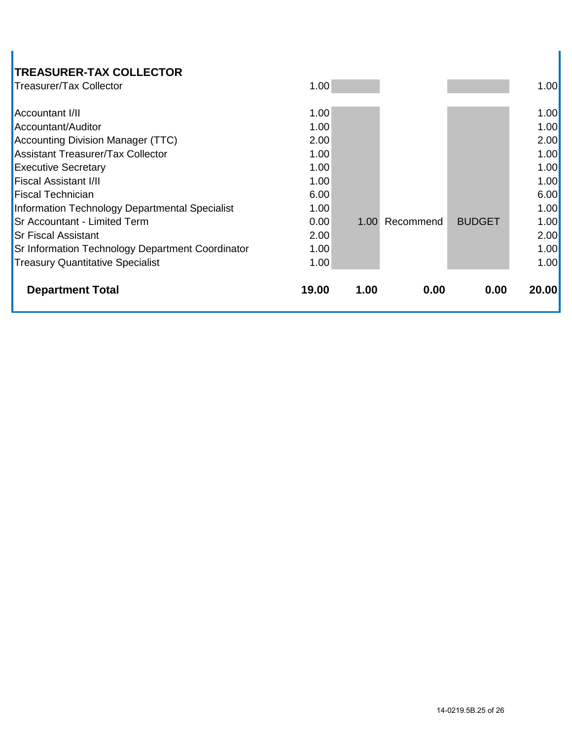| TREASURER-TAX COLLECTOR | | | | | |
|---|---|---|---|---|---|
| Treasurer/Tax Collector | 1.00 | | | | 1.00 |
| | | | | | |
| Accountant I/II | 1.00 | | | | 1.00 |
| Accountant/Auditor | 1.00 | | | | 1.00 |
| Accounting Division Manager (TTC) | 2.00 | | | | 2.00 |
| Assistant Treasurer/Tax Collector | 1.00 | | | | 1.00 |
| Executive Secretary | 1.00 | | | | 1.00 |
| Fiscal Assistant I/II | 1.00 | | | | 1.00 |
| Fiscal Technician | 6.00 | | | | 6.00 |
| Information Technology Departmental Specialist | 1.00 | | | | 1.00 |
| Sr Accountant - Limited Term | 0.00 | 1.00 | Recommend | BUDGET | 1.00 |
| Sr Fiscal Assistant | 2.00 | | | | 2.00 |
| Sr Information Technology Department Coordinator | 1.00 | | | | 1.00 |
| Treasury Quantitative Specialist | 1.00 | | | | 1.00 |
| **Department Total** | **19.00** | **1.00** | **0.00** | **0.00** | **20.00** |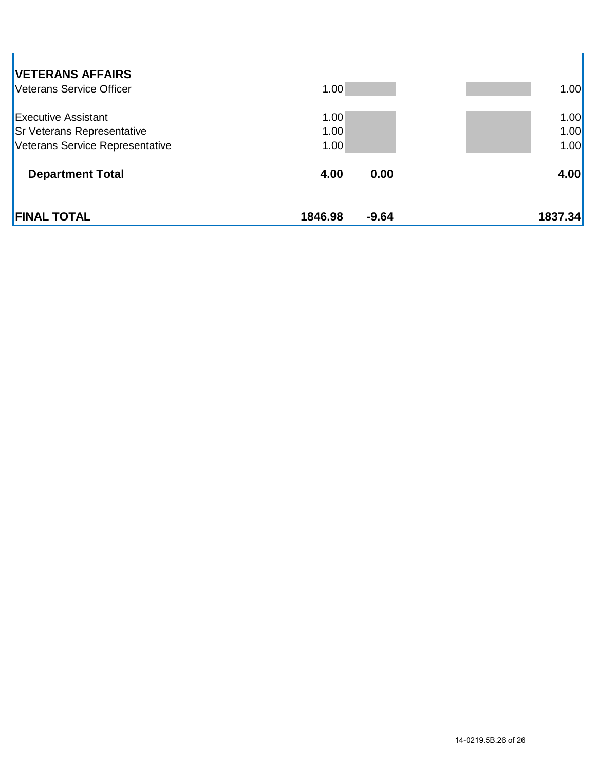| | | | | |
|---|---|---|---|---|
| **VETERANS AFFAIRS** | | | | |
| Veterans Service Officer | 1.00 | | | 1.00 |
| Executive Assistant | 1.00 | | | 1.00 |
| Sr Veterans Representative | 1.00 | | | 1.00 |
| Veterans Service Representative | 1.00 | | | 1.00 |
| **Department Total** | **4.00** | **0.00** | | **4.00** |
| **FINAL TOTAL** | **1846.98** | **-9.64** | | **1837.34** |

14-0219.5B.26